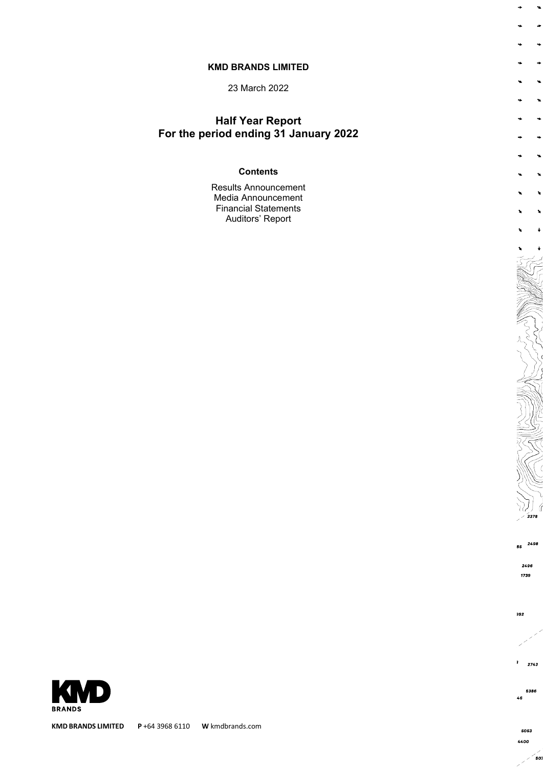**KMD BRANDS LIMITED**

23 March 2022

# Half Year Report
# For the period ending 31 January 2022

**Contents**

Results Announcement
Media Announcement
Financial Statements
Auditors' Report

**KMD BRANDS LIMITED** **P** +64 3968 6110 **W** kmdbrands.com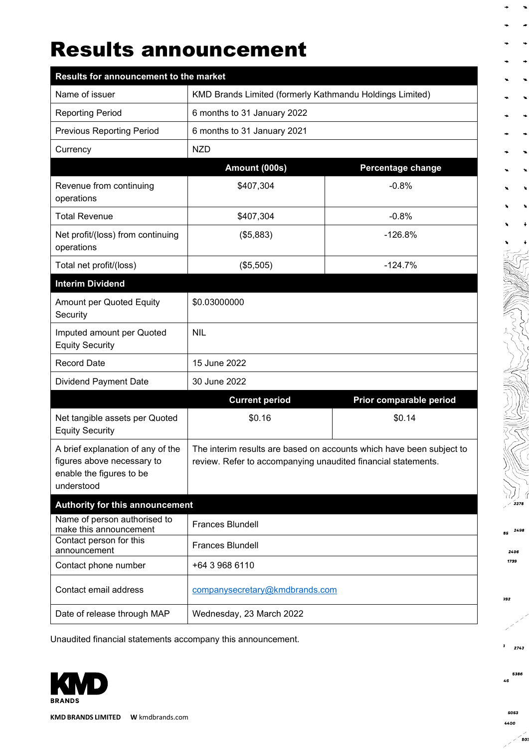# Results announcement

| Results for announcement to the market | | |
|---|---|---|
| Name of issuer | KMD Brands Limited (formerly Kathmandu Holdings Limited) | |
| Reporting Period | 6 months to 31 January 2022 | |
| Previous Reporting Period | 6 months to 31 January 2021 | |
| Currency | NZD | |
| | **Amount (000s)** | **Percentage change** |
| Revenue from continuing operations | $407,304 | -0.8% |
| Total Revenue | $407,304 | -0.8% |
| Net profit/(loss) from continuing operations | ($5,883) | -126.8% |
| Total net profit/(loss) | ($5,505) | -124.7% |
| **Interim Dividend** | | |
| Amount per Quoted Equity Security | $0.03000000 | |
| Imputed amount per Quoted Equity Security | NIL | |
| Record Date | 15 June 2022 | |
| Dividend Payment Date | 30 June 2022 | |
| | **Current period** | **Prior comparable period** |
| Net tangible assets per Quoted Equity Security | $0.16 | $0.14 |
| A brief explanation of any of the figures above necessary to enable the figures to be understood | The interim results are based on accounts which have been subject to review. Refer to accompanying unaudited financial statements. | |
| **Authority for this announcement** | | |
| Name of person authorised to make this announcement | Frances Blundell | |
| Contact person for this announcement | Frances Blundell | |
| Contact phone number | +64 3 968 6110 | |
| Contact email address | companysecretary@kmdbrands.com | |
| Date of release through MAP | Wednesday, 23 March 2022 | |

Unaudited financial statements accompany this announcement.

KMD BRANDS LIMITED W kmdbrands.com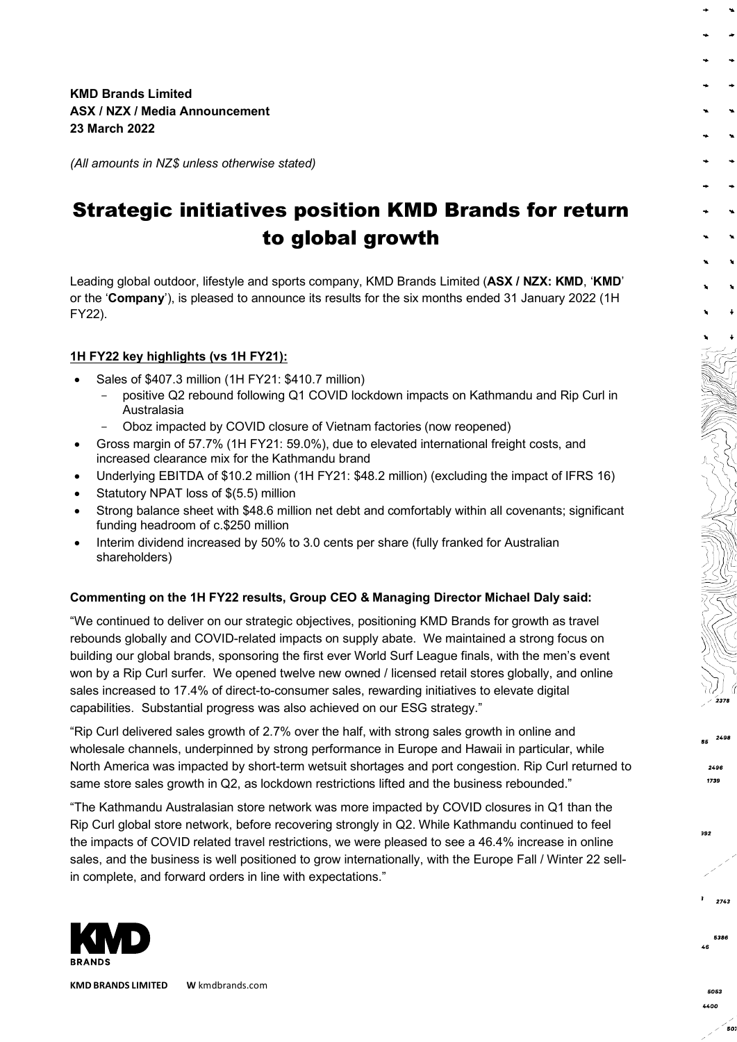**KMD Brands Limited**
**ASX / NZX / Media Announcement**
**23 March 2022**

*(All amounts in NZ$ unless otherwise stated)*

# Strategic initiatives position KMD Brands for return to global growth

Leading global outdoor, lifestyle and sports company, KMD Brands Limited (**ASX / NZX: KMD**, '**KMD**' or the '**Company**'), is pleased to announce its results for the six months ended 31 January 2022 (1H FY22).

**1H FY22 key highlights (vs 1H FY21):**

- Sales of $407.3 million (1H FY21: $410.7 million)
  - positive Q2 rebound following Q1 COVID lockdown impacts on Kathmandu and Rip Curl in Australasia
  - Oboz impacted by COVID closure of Vietnam factories (now reopened)
- Gross margin of 57.7% (1H FY21: 59.0%), due to elevated international freight costs, and increased clearance mix for the Kathmandu brand
- Underlying EBITDA of $10.2 million (1H FY21: $48.2 million) (excluding the impact of IFRS 16)
- Statutory NPAT loss of $(5.5) million
- Strong balance sheet with $48.6 million net debt and comfortably within all covenants; significant funding headroom of c.$250 million
- Interim dividend increased by 50% to 3.0 cents per share (fully franked for Australian shareholders)

**Commenting on the 1H FY22 results, Group CEO & Managing Director Michael Daly said:**

"We continued to deliver on our strategic objectives, positioning KMD Brands for growth as travel rebounds globally and COVID-related impacts on supply abate. We maintained a strong focus on building our global brands, sponsoring the first ever World Surf League finals, with the men's event won by a Rip Curl surfer. We opened twelve new owned / licensed retail stores globally, and online sales increased to 17.4% of direct-to-consumer sales, rewarding initiatives to elevate digital capabilities. Substantial progress was also achieved on our ESG strategy."

"Rip Curl delivered sales growth of 2.7% over the half, with strong sales growth in online and wholesale channels, underpinned by strong performance in Europe and Hawaii in particular, while North America was impacted by short-term wetsuit shortages and port congestion. Rip Curl returned to same store sales growth in Q2, as lockdown restrictions lifted and the business rebounded."

"The Kathmandu Australasian store network was more impacted by COVID closures in Q1 than the Rip Curl global store network, before recovering strongly in Q2. While Kathmandu continued to feel the impacts of COVID related travel restrictions, we were pleased to see a 46.4% increase in online sales, and the business is well positioned to grow internationally, with the Europe Fall / Winter 22 sell-in complete, and forward orders in line with expectations."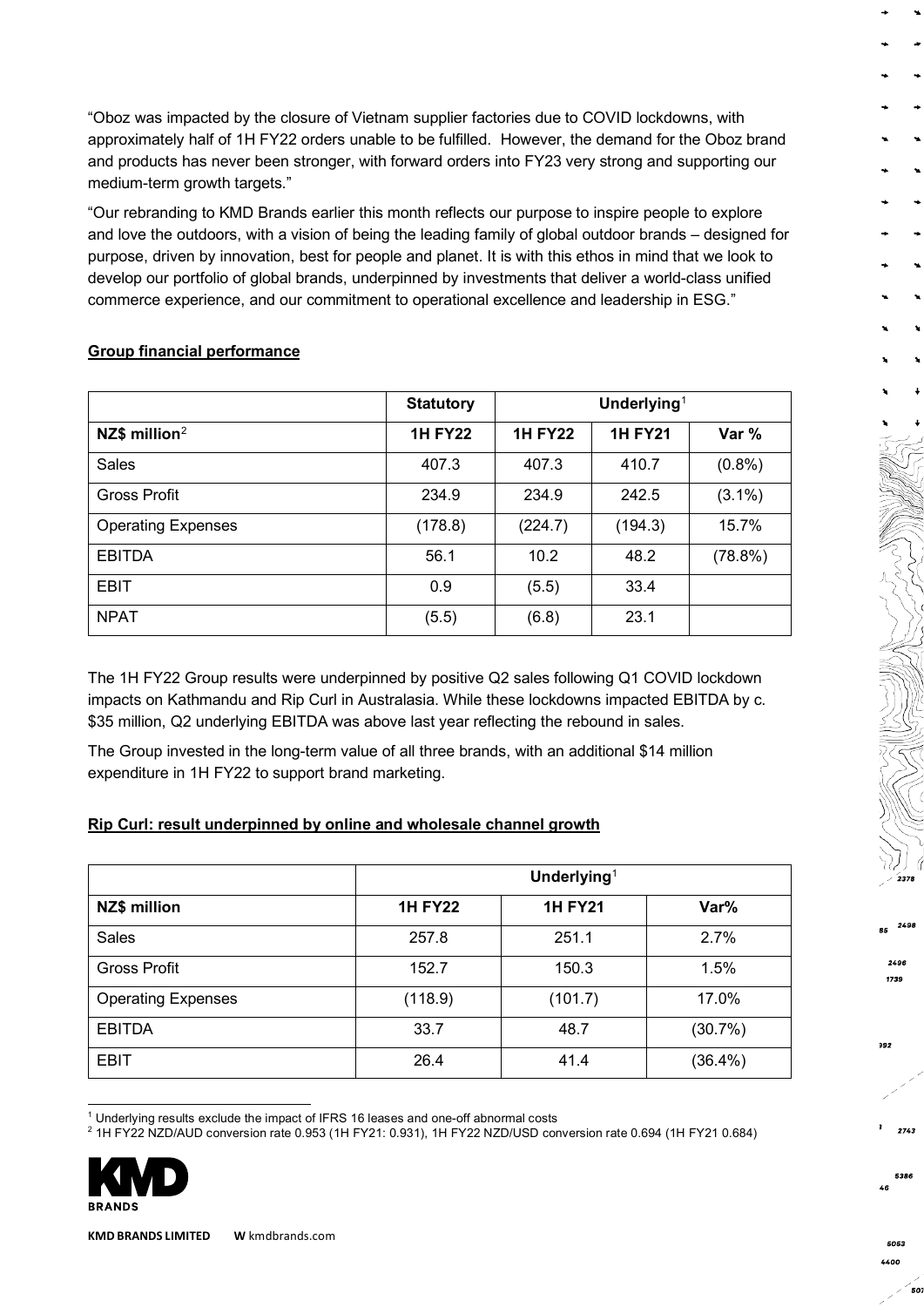"Oboz was impacted by the closure of Vietnam supplier factories due to COVID lockdowns, with approximately half of 1H FY22 orders unable to be fulfilled. However, the demand for the Oboz brand and products has never been stronger, with forward orders into FY23 very strong and supporting our medium-term growth targets."

"Our rebranding to KMD Brands earlier this month reflects our purpose to inspire people to explore and love the outdoors, with a vision of being the leading family of global outdoor brands – designed for purpose, driven by innovation, best for people and planet. It is with this ethos in mind that we look to develop our portfolio of global brands, underpinned by investments that deliver a world-class unified commerce experience, and our commitment to operational excellence and leadership in ESG."

**Group financial performance**

| | Statutory | Underlying[1] | | |
|---|---|---|---|---|
| **NZ$ million**[2] | **1H FY22** | **1H FY22** | **1H FY21** | **Var %** |
| Sales | 407.3 | 407.3 | 410.7 | (0.8%) |
| Gross Profit | 234.9 | 234.9 | 242.5 | (3.1%) |
| Operating Expenses | (178.8) | (224.7) | (194.3) | 15.7% |
| EBITDA | 56.1 | 10.2 | 48.2 | (78.8%) |
| EBIT | 0.9 | (5.5) | 33.4 | |
| NPAT | (5.5) | (6.8) | 23.1 | |

The 1H FY22 Group results were underpinned by positive Q2 sales following Q1 COVID lockdown impacts on Kathmandu and Rip Curl in Australasia. While these lockdowns impacted EBITDA by c. $35 million, Q2 underlying EBITDA was above last year reflecting the rebound in sales.

The Group invested in the long-term value of all three brands, with an additional $14 million expenditure in 1H FY22 to support brand marketing.

**Rip Curl: result underpinned by online and wholesale channel growth**

| | Underlying[1] | | |
|---|---|---|---|
| **NZ$ million** | **1H FY22** | **1H FY21** | **Var%** |
| Sales | 257.8 | 251.1 | 2.7% |
| Gross Profit | 152.7 | 150.3 | 1.5% |
| Operating Expenses | (118.9) | (101.7) | 17.0% |
| EBITDA | 33.7 | 48.7 | (30.7%) |
| EBIT | 26.4 | 41.4 | (36.4%) |

[1] Underlying results exclude the impact of IFRS 16 leases and one-off abnormal costs

[2] 1H FY22 NZD/AUD conversion rate 0.953 (1H FY21: 0.931), 1H FY22 NZD/USD conversion rate 0.694 (1H FY21 0.684)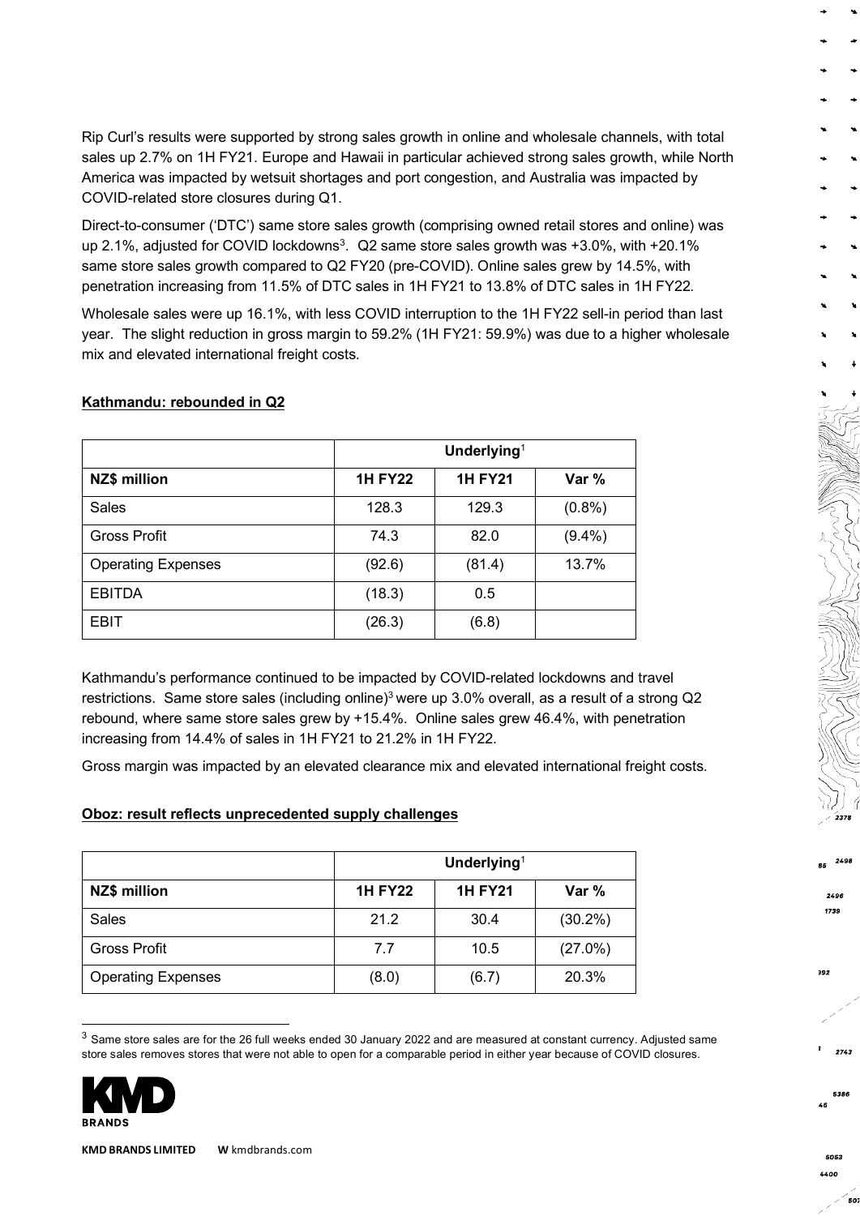Rip Curl's results were supported by strong sales growth in online and wholesale channels, with total sales up 2.7% on 1H FY21. Europe and Hawaii in particular achieved strong sales growth, while North America was impacted by wetsuit shortages and port congestion, and Australia was impacted by COVID-related store closures during Q1.

Direct-to-consumer ('DTC') same store sales growth (comprising owned retail stores and online) was up 2.1%, adjusted for COVID lockdowns[3]. Q2 same store sales growth was +3.0%, with +20.1% same store sales growth compared to Q2 FY20 (pre-COVID). Online sales grew by 14.5%, with penetration increasing from 11.5% of DTC sales in 1H FY21 to 13.8% of DTC sales in 1H FY22.

Wholesale sales were up 16.1%, with less COVID interruption to the 1H FY22 sell-in period than last year. The slight reduction in gross margin to 59.2% (1H FY21: 59.9%) was due to a higher wholesale mix and elevated international freight costs.

**Kathmandu: rebounded in Q2**

| | Underlying[1] | | |
|---|---|---|---|
| **NZ$ million** | **1H FY22** | **1H FY21** | **Var %** |
| Sales | 128.3 | 129.3 | (0.8%) |
| Gross Profit | 74.3 | 82.0 | (9.4%) |
| Operating Expenses | (92.6) | (81.4) | 13.7% |
| EBITDA | (18.3) | 0.5 | |
| EBIT | (26.3) | (6.8) | |

Kathmandu's performance continued to be impacted by COVID-related lockdowns and travel restrictions. Same store sales (including online)[3] were up 3.0% overall, as a result of a strong Q2 rebound, where same store sales grew by +15.4%. Online sales grew 46.4%, with penetration increasing from 14.4% of sales in 1H FY21 to 21.2% in 1H FY22.

Gross margin was impacted by an elevated clearance mix and elevated international freight costs.

**Oboz: result reflects unprecedented supply challenges**

| | Underlying[1] | | |
|---|---|---|---|
| **NZ$ million** | **1H FY22** | **1H FY21** | **Var %** |
| Sales | 21.2 | 30.4 | (30.2%) |
| Gross Profit | 7.7 | 10.5 | (27.0%) |
| Operating Expenses | (8.0) | (6.7) | 20.3% |

[3] Same store sales are for the 26 full weeks ended 30 January 2022 and are measured at constant currency. Adjusted same store sales removes stores that were not able to open for a comparable period in either year because of COVID closures.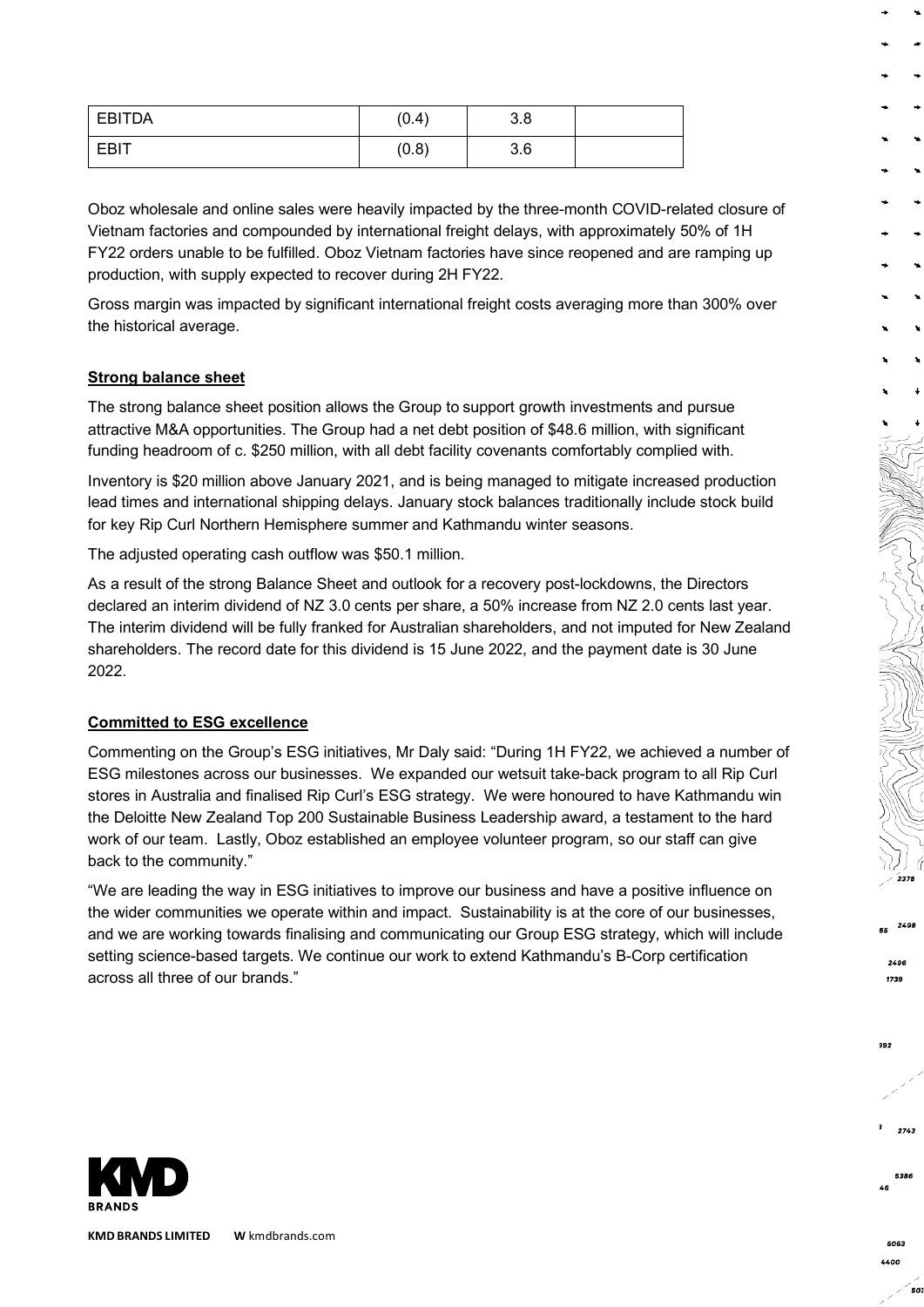| EBITDA | (0.4) | 3.8 | |
|---|---|---|---|
| EBIT | (0.8) | 3.6 | |

Oboz wholesale and online sales were heavily impacted by the three-month COVID-related closure of Vietnam factories and compounded by international freight delays, with approximately 50% of 1H FY22 orders unable to be fulfilled. Oboz Vietnam factories have since reopened and are ramping up production, with supply expected to recover during 2H FY22.

Gross margin was impacted by significant international freight costs averaging more than 300% over the historical average.

**Strong balance sheet**

The strong balance sheet position allows the Group to support growth investments and pursue attractive M&A opportunities. The Group had a net debt position of $48.6 million, with significant funding headroom of c. $250 million, with all debt facility covenants comfortably complied with.

Inventory is $20 million above January 2021, and is being managed to mitigate increased production lead times and international shipping delays. January stock balances traditionally include stock build for key Rip Curl Northern Hemisphere summer and Kathmandu winter seasons.

The adjusted operating cash outflow was $50.1 million.

As a result of the strong Balance Sheet and outlook for a recovery post-lockdowns, the Directors declared an interim dividend of NZ 3.0 cents per share, a 50% increase from NZ 2.0 cents last year. The interim dividend will be fully franked for Australian shareholders, and not imputed for New Zealand shareholders. The record date for this dividend is 15 June 2022, and the payment date is 30 June 2022.

**Committed to ESG excellence**

Commenting on the Group's ESG initiatives, Mr Daly said: "During 1H FY22, we achieved a number of ESG milestones across our businesses. We expanded our wetsuit take-back program to all Rip Curl stores in Australia and finalised Rip Curl's ESG strategy. We were honoured to have Kathmandu win the Deloitte New Zealand Top 200 Sustainable Business Leadership award, a testament to the hard work of our team. Lastly, Oboz established an employee volunteer program, so our staff can give back to the community."

"We are leading the way in ESG initiatives to improve our business and have a positive influence on the wider communities we operate within and impact. Sustainability is at the core of our businesses, and we are working towards finalising and communicating our Group ESG strategy, which will include setting science-based targets. We continue our work to extend Kathmandu's B-Corp certification across all three of our brands."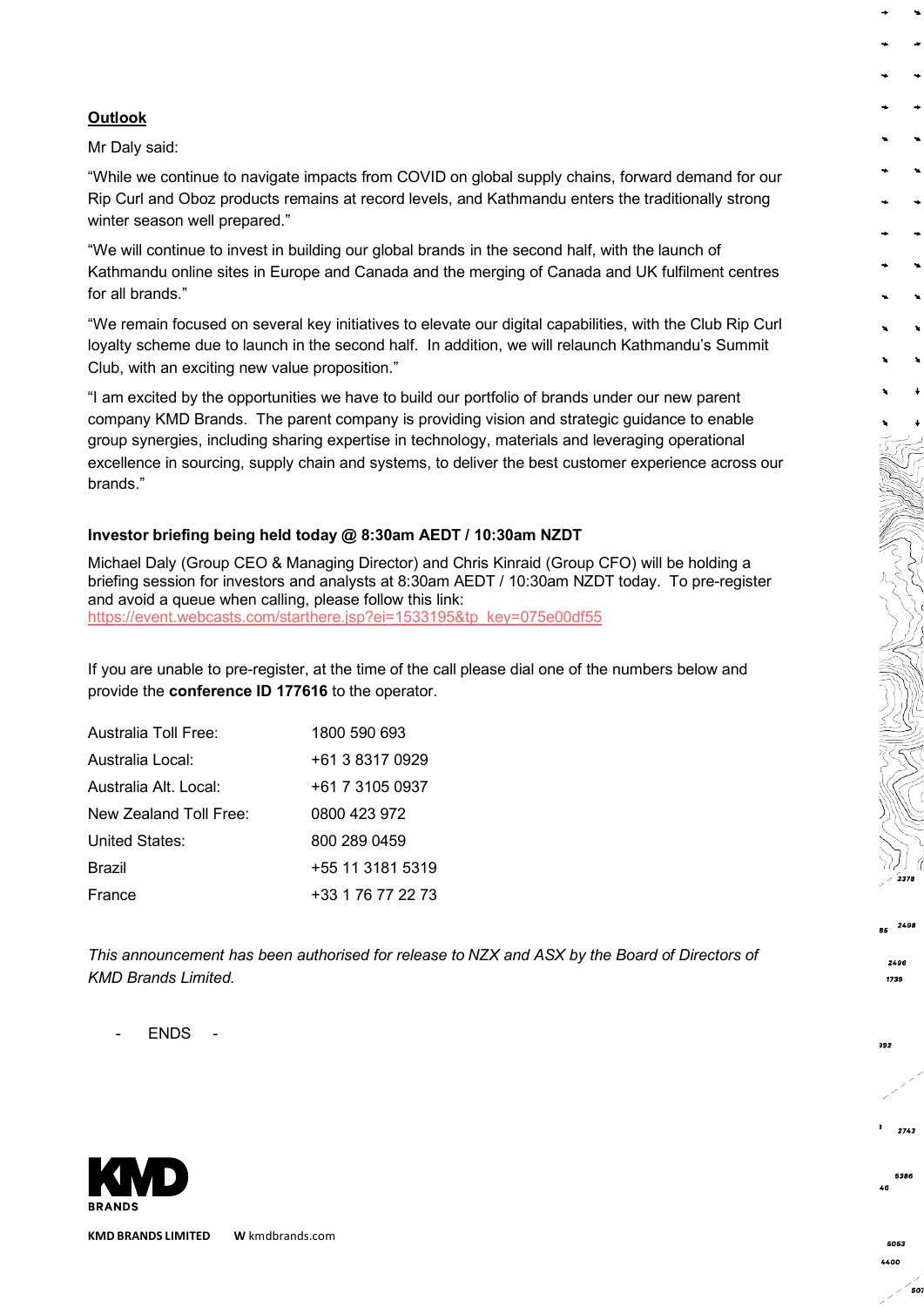## Outlook

Mr Daly said:

"While we continue to navigate impacts from COVID on global supply chains, forward demand for our Rip Curl and Oboz products remains at record levels, and Kathmandu enters the traditionally strong winter season well prepared."

"We will continue to invest in building our global brands in the second half, with the launch of Kathmandu online sites in Europe and Canada and the merging of Canada and UK fulfilment centres for all brands."

"We remain focused on several key initiatives to elevate our digital capabilities, with the Club Rip Curl loyalty scheme due to launch in the second half. In addition, we will relaunch Kathmandu's Summit Club, with an exciting new value proposition."

"I am excited by the opportunities we have to build our portfolio of brands under our new parent company KMD Brands. The parent company is providing vision and strategic guidance to enable group synergies, including sharing expertise in technology, materials and leveraging operational excellence in sourcing, supply chain and systems, to deliver the best customer experience across our brands."

**Investor briefing being held today @ 8:30am AEDT / 10:30am NZDT**

Michael Daly (Group CEO & Managing Director) and Chris Kinraid (Group CFO) will be holding a briefing session for investors and analysts at 8:30am AEDT / 10:30am NZDT today. To pre-register and avoid a queue when calling, please follow this link:
https://event.webcasts.com/starthere.jsp?ei=1533195&tp_key=075e00df55

If you are unable to pre-register, at the time of the call please dial one of the numbers below and provide the **conference ID 177616** to the operator.

| | |
|---|---|
| Australia Toll Free: | 1800 590 693 |
| Australia Local: | +61 3 8317 0929 |
| Australia Alt. Local: | +61 7 3105 0937 |
| New Zealand Toll Free: | 0800 423 972 |
| United States: | 800 289 0459 |
| Brazil | +55 11 3181 5319 |
| France | +33 1 76 77 22 73 |

*This announcement has been authorised for release to NZX and ASX by the Board of Directors of KMD Brands Limited.*

- ENDS -

KMD BRANDS

**KMD BRANDS LIMITED** **W** kmdbrands.com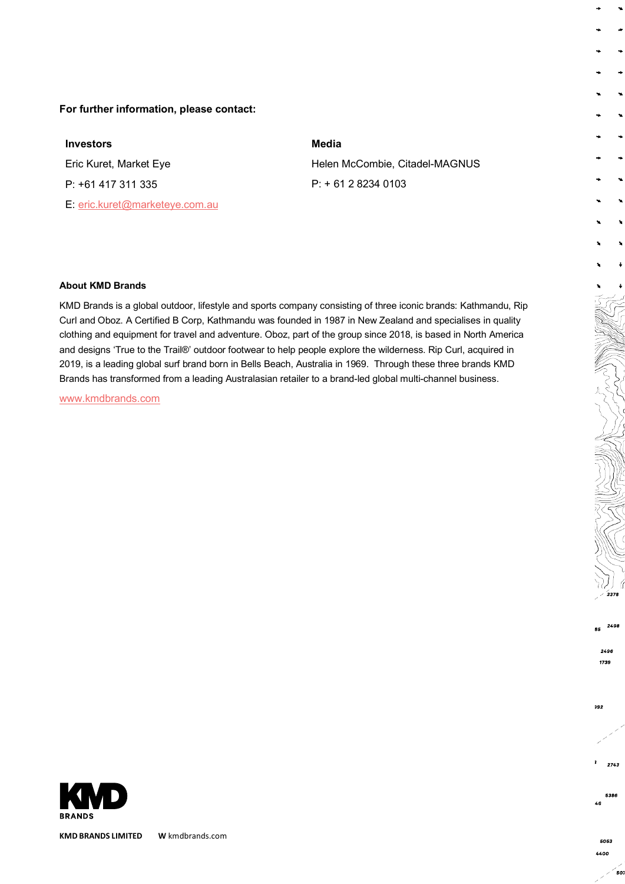**For further information, please contact:**

| **Investors** | **Media** |
|---|---|
| Eric Kuret, Market Eye | Helen McCombie, Citadel-MAGNUS |
| P: +61 417 311 335 | P: + 61 2 8234 0103 |
| E: eric.kuret@marketeye.com.au | |

**About KMD Brands**

KMD Brands is a global outdoor, lifestyle and sports company consisting of three iconic brands: Kathmandu, Rip Curl and Oboz. A Certified B Corp, Kathmandu was founded in 1987 in New Zealand and specialises in quality clothing and equipment for travel and adventure. Oboz, part of the group since 2018, is based in North America and designs 'True to the Trail®' outdoor footwear to help people explore the wilderness. Rip Curl, acquired in 2019, is a leading global surf brand born in Bells Beach, Australia in 1969. Through these three brands KMD Brands has transformed from a leading Australasian retailer to a brand-led global multi-channel business.

www.kmdbrands.com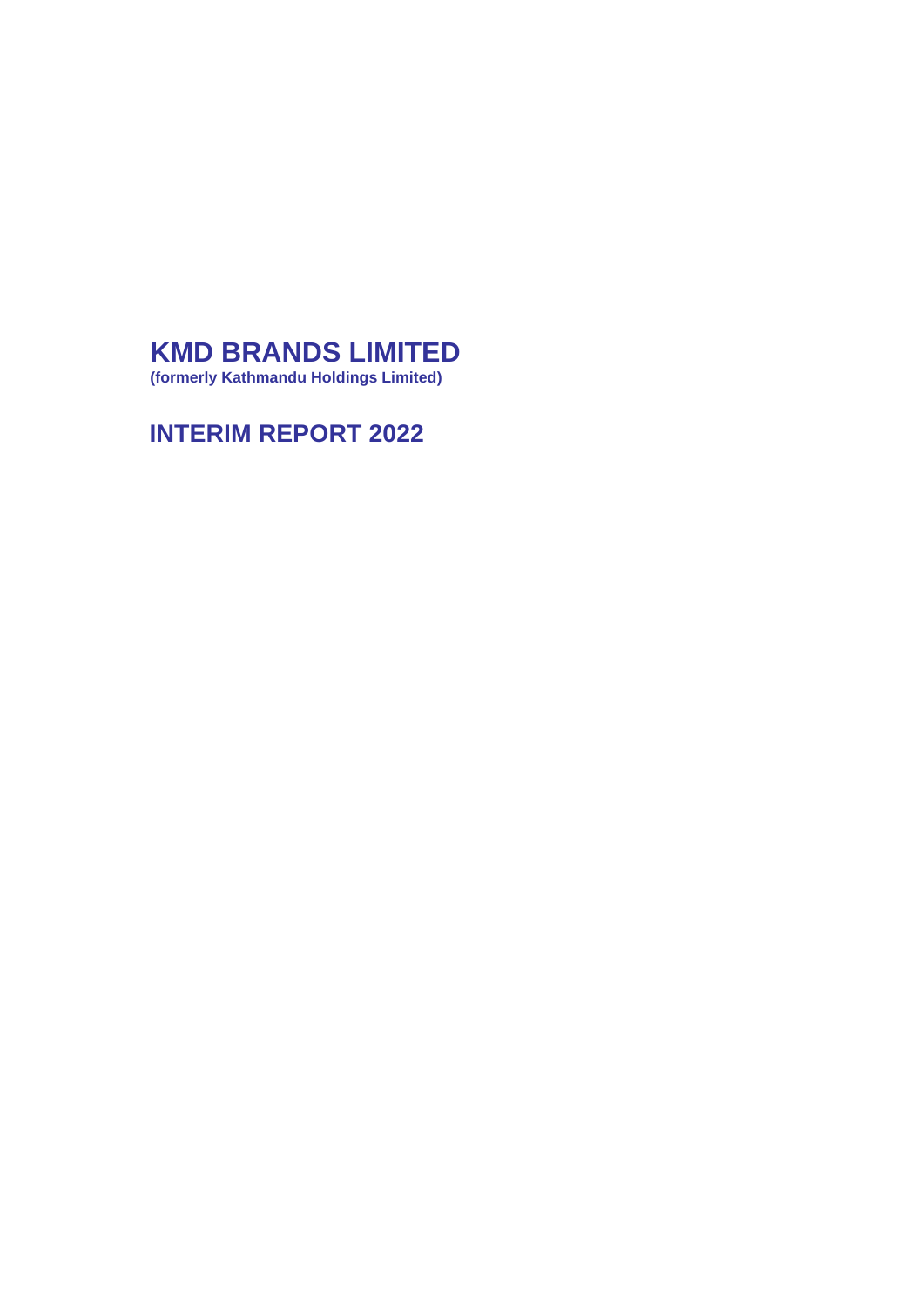# KMD BRANDS LIMITED

**(formerly Kathmandu Holdings Limited)**

# INTERIM REPORT 2022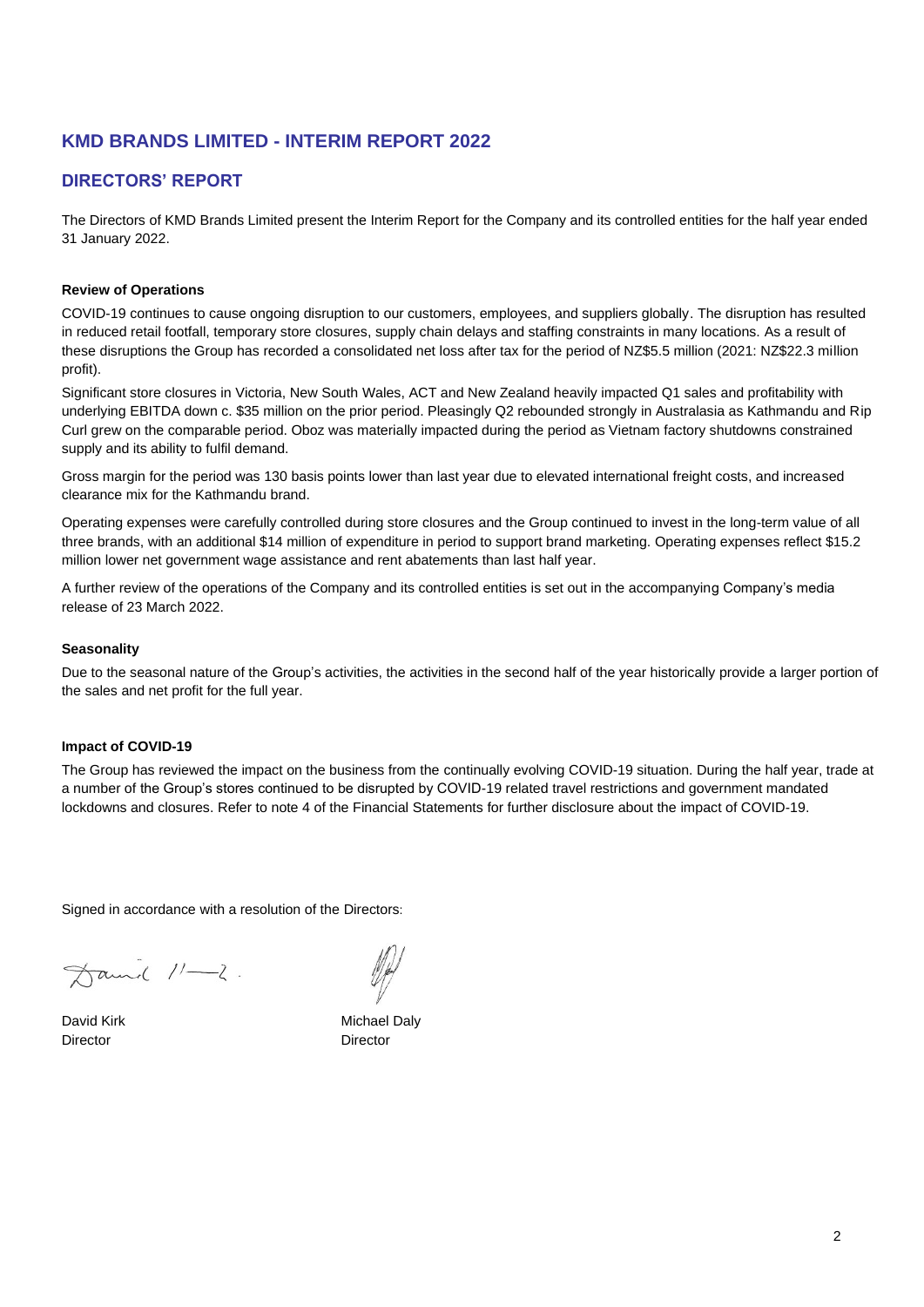# KMD BRANDS LIMITED - INTERIM REPORT 2022

## DIRECTORS' REPORT

The Directors of KMD Brands Limited present the Interim Report for the Company and its controlled entities for the half year ended 31 January 2022.

### Review of Operations

COVID-19 continues to cause ongoing disruption to our customers, employees, and suppliers globally. The disruption has resulted in reduced retail footfall, temporary store closures, supply chain delays and staffing constraints in many locations. As a result of these disruptions the Group has recorded a consolidated net loss after tax for the period of NZ$5.5 million (2021: NZ$22.3 million profit).

Significant store closures in Victoria, New South Wales, ACT and New Zealand heavily impacted Q1 sales and profitability with underlying EBITDA down c. $35 million on the prior period. Pleasingly Q2 rebounded strongly in Australasia as Kathmandu and Rip Curl grew on the comparable period. Oboz was materially impacted during the period as Vietnam factory shutdowns constrained supply and its ability to fulfil demand.

Gross margin for the period was 130 basis points lower than last year due to elevated international freight costs, and increased clearance mix for the Kathmandu brand.

Operating expenses were carefully controlled during store closures and the Group continued to invest in the long-term value of all three brands, with an additional $14 million of expenditure in period to support brand marketing. Operating expenses reflect $15.2 million lower net government wage assistance and rent abatements than last half year.

A further review of the operations of the Company and its controlled entities is set out in the accompanying Company's media release of 23 March 2022.

### Seasonality

Due to the seasonal nature of the Group's activities, the activities in the second half of the year historically provide a larger portion of the sales and net profit for the full year.

### Impact of COVID-19

The Group has reviewed the impact on the business from the continually evolving COVID-19 situation. During the half year, trade at a number of the Group's stores continued to be disrupted by COVID-19 related travel restrictions and government mandated lockdowns and closures. Refer to note 4 of the Financial Statements for further disclosure about the impact of COVID-19.

Signed in accordance with a resolution of the Directors:

| David Kirk | Michael Daly |
|---|---|
| Director | Director |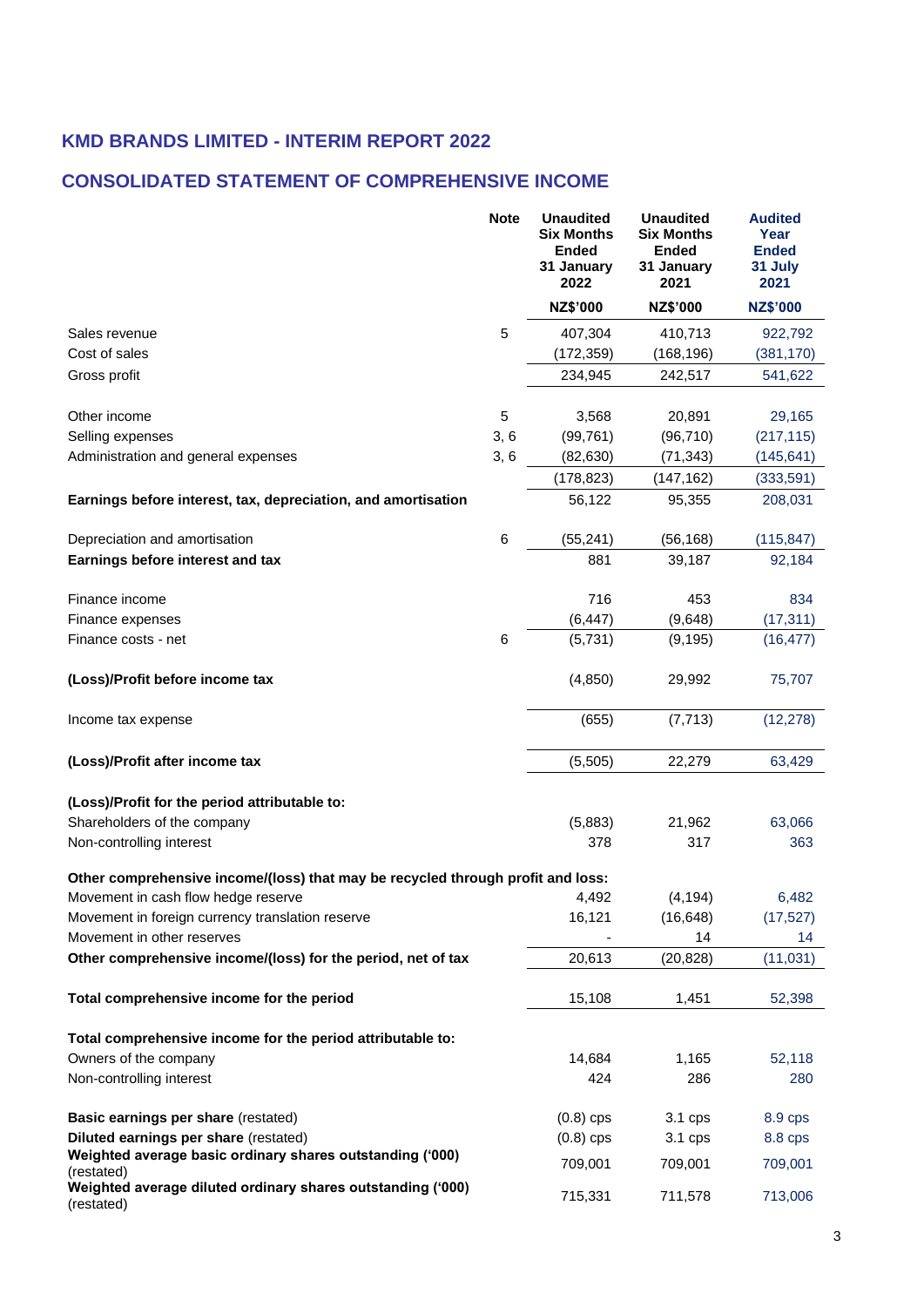## KMD BRANDS LIMITED - INTERIM REPORT 2022

## CONSOLIDATED STATEMENT OF COMPREHENSIVE INCOME

| | Note | Unaudited Six Months Ended 31 January 2022 | Unaudited Six Months Ended 31 January 2021 | Audited Year Ended 31 July 2021 |
|---|---|---|---|---|
| | | NZ$'000 | NZ$'000 | NZ$'000 |
| Sales revenue | 5 | 407,304 | 410,713 | 922,792 |
| Cost of sales | | (172,359) | (168,196) | (381,170) |
| Gross profit | | 234,945 | 242,517 | 541,622 |
| | | | | |
| Other income | 5 | 3,568 | 20,891 | 29,165 |
| Selling expenses | 3, 6 | (99,761) | (96,710) | (217,115) |
| Administration and general expenses | 3, 6 | (82,630) | (71,343) | (145,641) |
| | | (178,823) | (147,162) | (333,591) |
| **Earnings before interest, tax, depreciation, and amortisation** | | 56,122 | 95,355 | 208,031 |
| | | | | |
| Depreciation and amortisation | 6 | (55,241) | (56,168) | (115,847) |
| **Earnings before interest and tax** | | 881 | 39,187 | 92,184 |
| | | | | |
| Finance income | | 716 | 453 | 834 |
| Finance expenses | | (6,447) | (9,648) | (17,311) |
| Finance costs - net | 6 | (5,731) | (9,195) | (16,477) |
| | | | | |
| **(Loss)/Profit before income tax** | | (4,850) | 29,992 | 75,707 |
| | | | | |
| Income tax expense | | (655) | (7,713) | (12,278) |
| | | | | |
| **(Loss)/Profit after income tax** | | (5,505) | 22,279 | 63,429 |
| | | | | |
| **(Loss)/Profit for the period attributable to:** | | | | |
| Shareholders of the company | | (5,883) | 21,962 | 63,066 |
| Non-controlling interest | | 378 | 317 | 363 |
| | | | | |
| **Other comprehensive income/(loss) that may be recycled through profit and loss:** | | | | |
| Movement in cash flow hedge reserve | | 4,492 | (4,194) | 6,482 |
| Movement in foreign currency translation reserve | | 16,121 | (16,648) | (17,527) |
| Movement in other reserves | | - | 14 | 14 |
| **Other comprehensive income/(loss) for the period, net of tax** | | 20,613 | (20,828) | (11,031) |
| | | | | |
| **Total comprehensive income for the period** | | 15,108 | 1,451 | 52,398 |
| | | | | |
| **Total comprehensive income for the period attributable to:** | | | | |
| Owners of the company | | 14,684 | 1,165 | 52,118 |
| Non-controlling interest | | 424 | 286 | 280 |
| | | | | |
| **Basic earnings per share** (restated) | | (0.8) cps | 3.1 cps | 8.9 cps |
| **Diluted earnings per share** (restated) | | (0.8) cps | 3.1 cps | 8.8 cps |
| **Weighted average basic ordinary shares outstanding ('000)** (restated) | | 709,001 | 709,001 | 709,001 |
| **Weighted average diluted ordinary shares outstanding ('000)** (restated) | | 715,331 | 711,578 | 713,006 |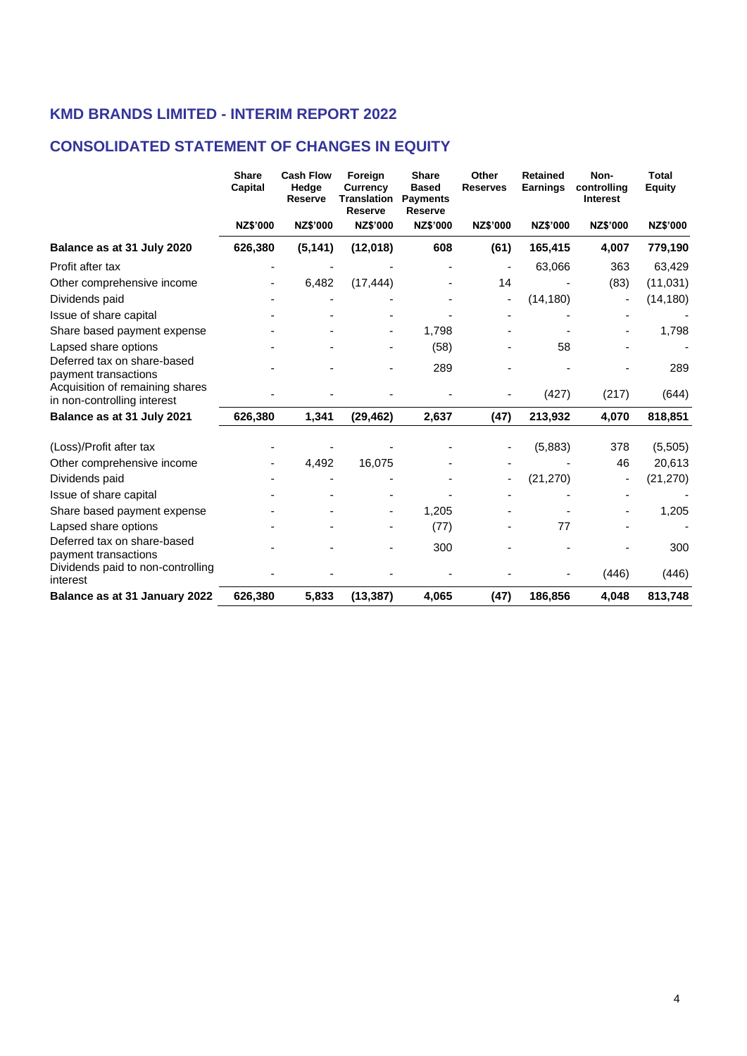## KMD BRANDS LIMITED - INTERIM REPORT 2022

## CONSOLIDATED STATEMENT OF CHANGES IN EQUITY

| | Share Capital | Cash Flow Hedge Reserve | Foreign Currency Translation Reserve | Share Based Payments Reserve | Other Reserves | Retained Earnings | Non-controlling Interest | Total Equity |
|---|---|---|---|---|---|---|---|---|
| | NZ$'000 | NZ$'000 | NZ$'000 | NZ$'000 | NZ$'000 | NZ$'000 | NZ$'000 | NZ$'000 |
| **Balance as at 31 July 2020** | **626,380** | **(5,141)** | **(12,018)** | **608** | **(61)** | **165,415** | **4,007** | **779,190** |
| Profit after tax | - | - | - | - | - | 63,066 | 363 | 63,429 |
| Other comprehensive income | - | 6,482 | (17,444) | - | 14 | - | (83) | (11,031) |
| Dividends paid | - | - | - | - | - | (14,180) | - | (14,180) |
| Issue of share capital | - | - | - | - | - | - | - | - |
| Share based payment expense | - | - | - | 1,798 | - | - | - | 1,798 |
| Lapsed share options | - | - | - | (58) | - | 58 | - | - |
| Deferred tax on share-based payment transactions | - | - | - | 289 | - | - | - | 289 |
| Acquisition of remaining shares in non-controlling interest | - | - | - | - | - | (427) | (217) | (644) |
| **Balance as at 31 July 2021** | **626,380** | **1,341** | **(29,462)** | **2,637** | **(47)** | **213,932** | **4,070** | **818,851** |
| (Loss)/Profit after tax | - | - | - | - | - | (5,883) | 378 | (5,505) |
| Other comprehensive income | - | 4,492 | 16,075 | - | - | - | 46 | 20,613 |
| Dividends paid | - | - | - | - | - | (21,270) | - | (21,270) |
| Issue of share capital | - | - | - | - | - | - | - | - |
| Share based payment expense | - | - | - | 1,205 | - | - | - | 1,205 |
| Lapsed share options | - | - | - | (77) | - | 77 | - | - |
| Deferred tax on share-based payment transactions | - | - | - | 300 | - | - | - | 300 |
| Dividends paid to non-controlling interest | - | - | - | - | - | - | (446) | (446) |
| **Balance as at 31 January 2022** | **626,380** | **5,833** | **(13,387)** | **4,065** | **(47)** | **186,856** | **4,048** | **813,748** |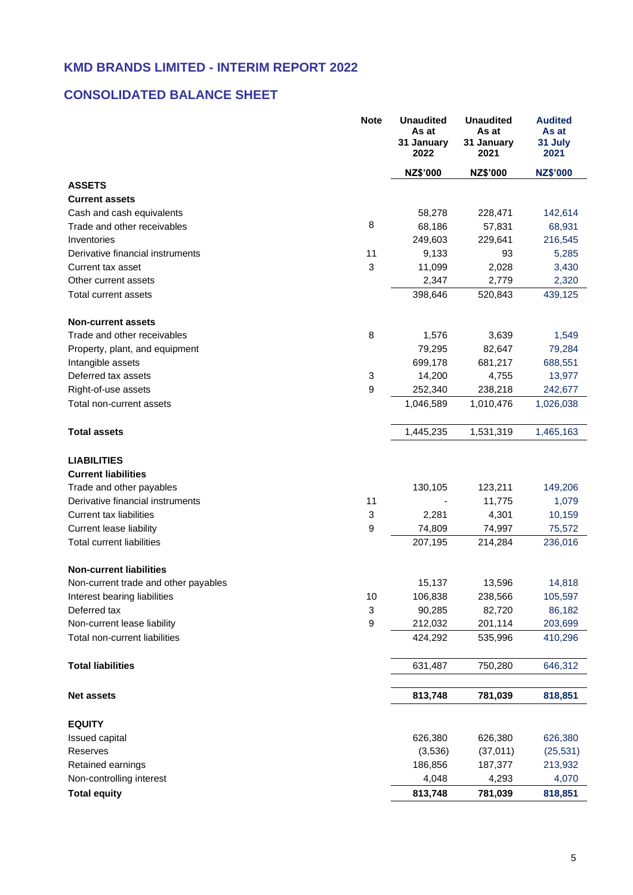## KMD BRANDS LIMITED - INTERIM REPORT 2022

## CONSOLIDATED BALANCE SHEET

| | Note | Unaudited As at 31 January 2022 | Unaudited As at 31 January 2021 | Audited As at 31 July 2021 |
|---|---|---|---|---|
| | | NZ$'000 | NZ$'000 | NZ$'000 |
| **ASSETS** | | | | |
| **Current assets** | | | | |
| Cash and cash equivalents | | 58,278 | 228,471 | 142,614 |
| Trade and other receivables | 8 | 68,186 | 57,831 | 68,931 |
| Inventories | | 249,603 | 229,641 | 216,545 |
| Derivative financial instruments | 11 | 9,133 | 93 | 5,285 |
| Current tax asset | 3 | 11,099 | 2,028 | 3,430 |
| Other current assets | | 2,347 | 2,779 | 2,320 |
| Total current assets | | 398,646 | 520,843 | 439,125 |
| **Non-current assets** | | | | |
| Trade and other receivables | 8 | 1,576 | 3,639 | 1,549 |
| Property, plant, and equipment | | 79,295 | 82,647 | 79,284 |
| Intangible assets | | 699,178 | 681,217 | 688,551 |
| Deferred tax assets | 3 | 14,200 | 4,755 | 13,977 |
| Right-of-use assets | 9 | 252,340 | 238,218 | 242,677 |
| Total non-current assets | | 1,046,589 | 1,010,476 | 1,026,038 |
| **Total assets** | | 1,445,235 | 1,531,319 | 1,465,163 |
| **LIABILITIES** | | | | |
| **Current liabilities** | | | | |
| Trade and other payables | | 130,105 | 123,211 | 149,206 |
| Derivative financial instruments | 11 | - | 11,775 | 1,079 |
| Current tax liabilities | 3 | 2,281 | 4,301 | 10,159 |
| Current lease liability | 9 | 74,809 | 74,997 | 75,572 |
| Total current liabilities | | 207,195 | 214,284 | 236,016 |
| **Non-current liabilities** | | | | |
| Non-current trade and other payables | | 15,137 | 13,596 | 14,818 |
| Interest bearing liabilities | 10 | 106,838 | 238,566 | 105,597 |
| Deferred tax | 3 | 90,285 | 82,720 | 86,182 |
| Non-current lease liability | 9 | 212,032 | 201,114 | 203,699 |
| Total non-current liabilities | | 424,292 | 535,996 | 410,296 |
| **Total liabilities** | | 631,487 | 750,280 | 646,312 |
| **Net assets** | | **813,748** | **781,039** | **818,851** |
| **EQUITY** | | | | |
| Issued capital | | 626,380 | 626,380 | 626,380 |
| Reserves | | (3,536) | (37,011) | (25,531) |
| Retained earnings | | 186,856 | 187,377 | 213,932 |
| Non-controlling interest | | 4,048 | 4,293 | 4,070 |
| **Total equity** | | **813,748** | **781,039** | **818,851** |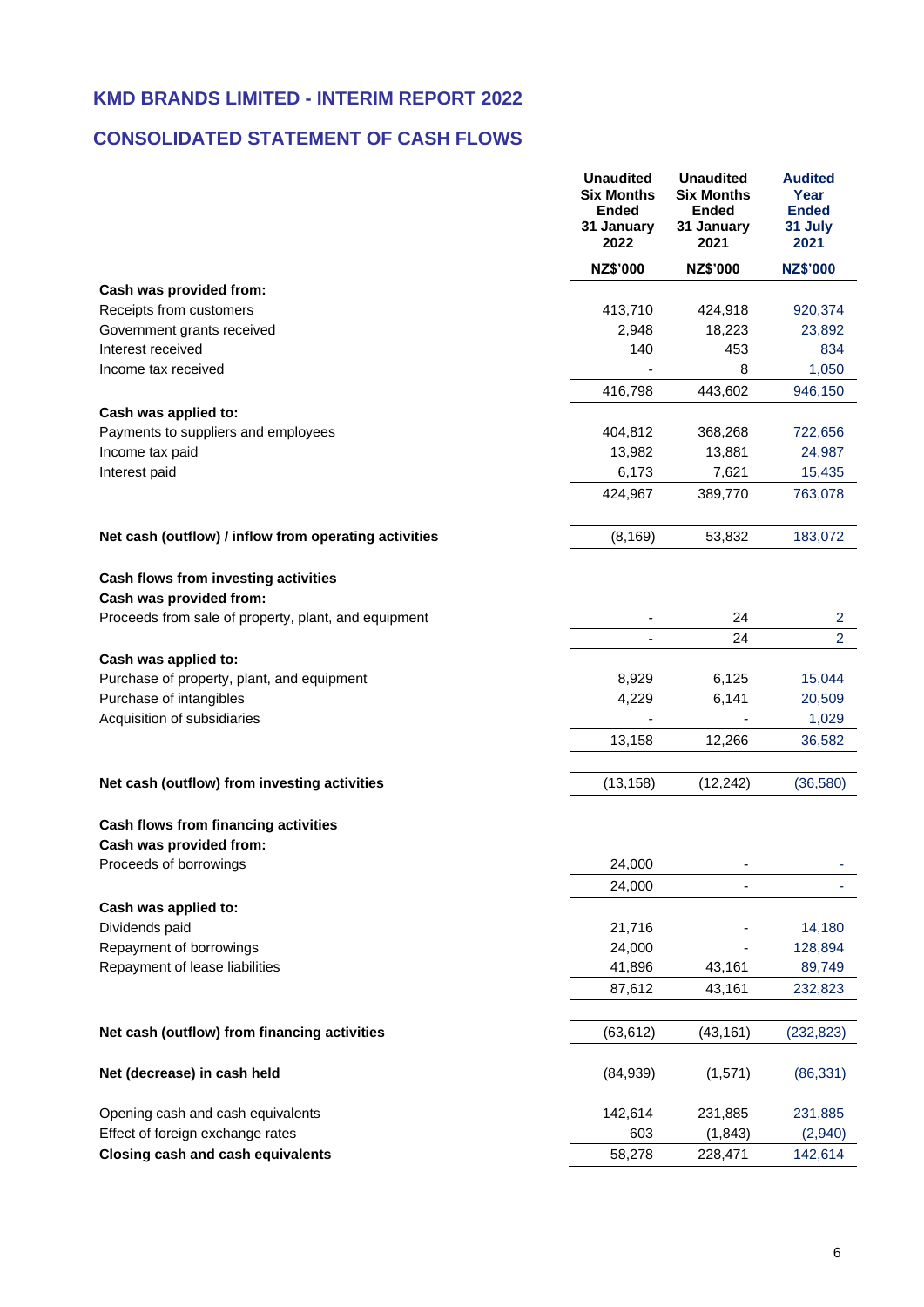## KMD BRANDS LIMITED - INTERIM REPORT 2022

## CONSOLIDATED STATEMENT OF CASH FLOWS

| | Unaudited Six Months Ended 31 January 2022 | Unaudited Six Months Ended 31 January 2021 | Audited Year Ended 31 July 2021 |
|---|---|---|---|
| | NZ$'000 | NZ$'000 | NZ$'000 |
| **Cash was provided from:** | | | |
| Receipts from customers | 413,710 | 424,918 | 920,374 |
| Government grants received | 2,948 | 18,223 | 23,892 |
| Interest received | 140 | 453 | 834 |
| Income tax received | - | 8 | 1,050 |
| | 416,798 | 443,602 | 946,150 |
| **Cash was applied to:** | | | |
| Payments to suppliers and employees | 404,812 | 368,268 | 722,656 |
| Income tax paid | 13,982 | 13,881 | 24,987 |
| Interest paid | 6,173 | 7,621 | 15,435 |
| | 424,967 | 389,770 | 763,078 |
| **Net cash (outflow) / inflow from operating activities** | (8,169) | 53,832 | 183,072 |
| **Cash flows from investing activities** | | | |
| **Cash was provided from:** | | | |
| Proceeds from sale of property, plant, and equipment | - | 24 | 2 |
| | - | 24 | 2 |
| **Cash was applied to:** | | | |
| Purchase of property, plant, and equipment | 8,929 | 6,125 | 15,044 |
| Purchase of intangibles | 4,229 | 6,141 | 20,509 |
| Acquisition of subsidiaries | - | - | 1,029 |
| | 13,158 | 12,266 | 36,582 |
| **Net cash (outflow) from investing activities** | (13,158) | (12,242) | (36,580) |
| **Cash flows from financing activities** | | | |
| **Cash was provided from:** | | | |
| Proceeds of borrowings | 24,000 | - | - |
| | 24,000 | - | - |
| **Cash was applied to:** | | | |
| Dividends paid | 21,716 | - | 14,180 |
| Repayment of borrowings | 24,000 | - | 128,894 |
| Repayment of lease liabilities | 41,896 | 43,161 | 89,749 |
| | 87,612 | 43,161 | 232,823 |
| **Net cash (outflow) from financing activities** | (63,612) | (43,161) | (232,823) |
| **Net (decrease) in cash held** | (84,939) | (1,571) | (86,331) |
| Opening cash and cash equivalents | 142,614 | 231,885 | 231,885 |
| Effect of foreign exchange rates | 603 | (1,843) | (2,940) |
| **Closing cash and cash equivalents** | 58,278 | 228,471 | 142,614 |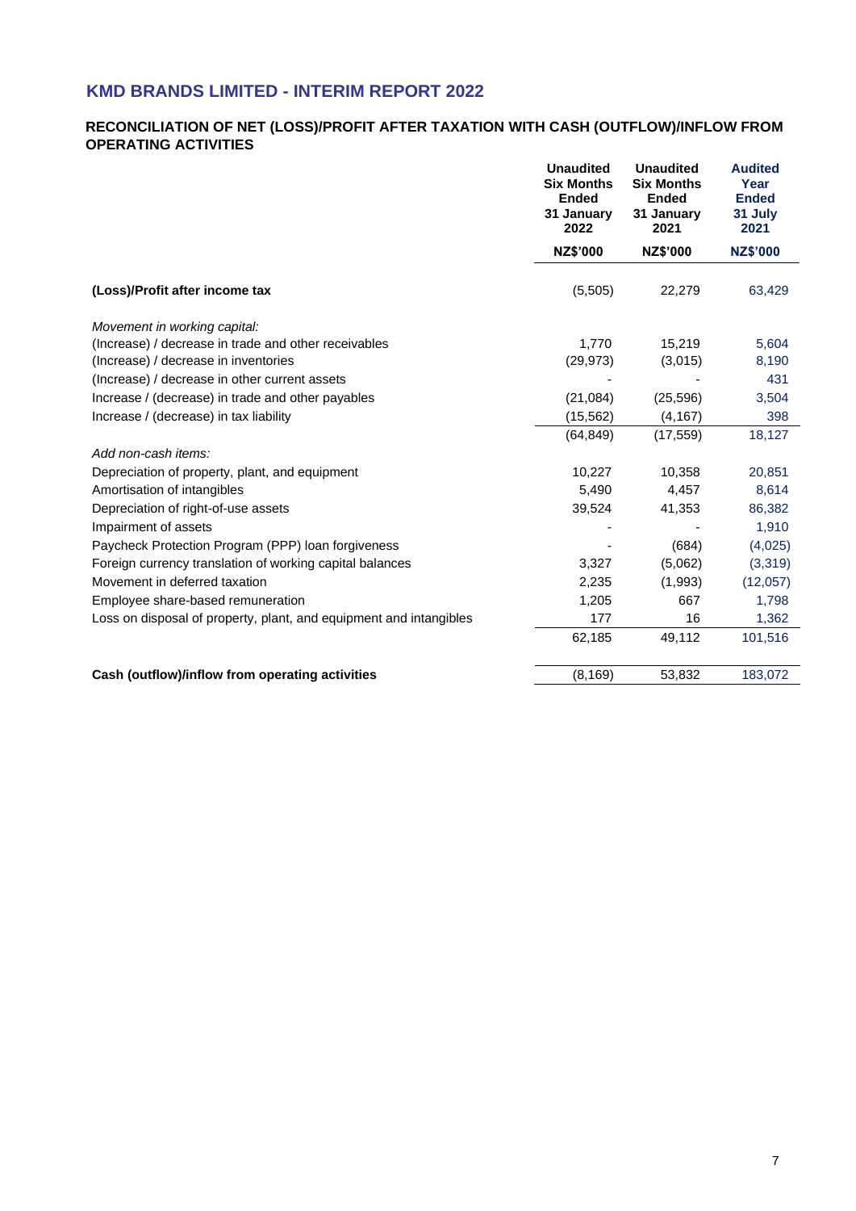## KMD BRANDS LIMITED - INTERIM REPORT 2022

### RECONCILIATION OF NET (LOSS)/PROFIT AFTER TAXATION WITH CASH (OUTFLOW)/INFLOW FROM OPERATING ACTIVITIES

| | Unaudited Six Months Ended 31 January 2022 | Unaudited Six Months Ended 31 January 2021 | Audited Year Ended 31 July 2021 |
|---|---|---|---|
| | NZ$'000 | NZ$'000 | NZ$'000 |
| **(Loss)/Profit after income tax** | (5,505) | 22,279 | 63,429 |
| *Movement in working capital:* | | | |
| (Increase) / decrease in trade and other receivables | 1,770 | 15,219 | 5,604 |
| (Increase) / decrease in inventories | (29,973) | (3,015) | 8,190 |
| (Increase) / decrease in other current assets | - | - | 431 |
| Increase / (decrease) in trade and other payables | (21,084) | (25,596) | 3,504 |
| Increase / (decrease) in tax liability | (15,562) | (4,167) | 398 |
| | (64,849) | (17,559) | 18,127 |
| *Add non-cash items:* | | | |
| Depreciation of property, plant, and equipment | 10,227 | 10,358 | 20,851 |
| Amortisation of intangibles | 5,490 | 4,457 | 8,614 |
| Depreciation of right-of-use assets | 39,524 | 41,353 | 86,382 |
| Impairment of assets | - | - | 1,910 |
| Paycheck Protection Program (PPP) loan forgiveness | - | (684) | (4,025) |
| Foreign currency translation of working capital balances | 3,327 | (5,062) | (3,319) |
| Movement in deferred taxation | 2,235 | (1,993) | (12,057) |
| Employee share-based remuneration | 1,205 | 667 | 1,798 |
| Loss on disposal of property, plant, and equipment and intangibles | 177 | 16 | 1,362 |
| | 62,185 | 49,112 | 101,516 |
| **Cash (outflow)/inflow from operating activities** | (8,169) | 53,832 | 183,072 |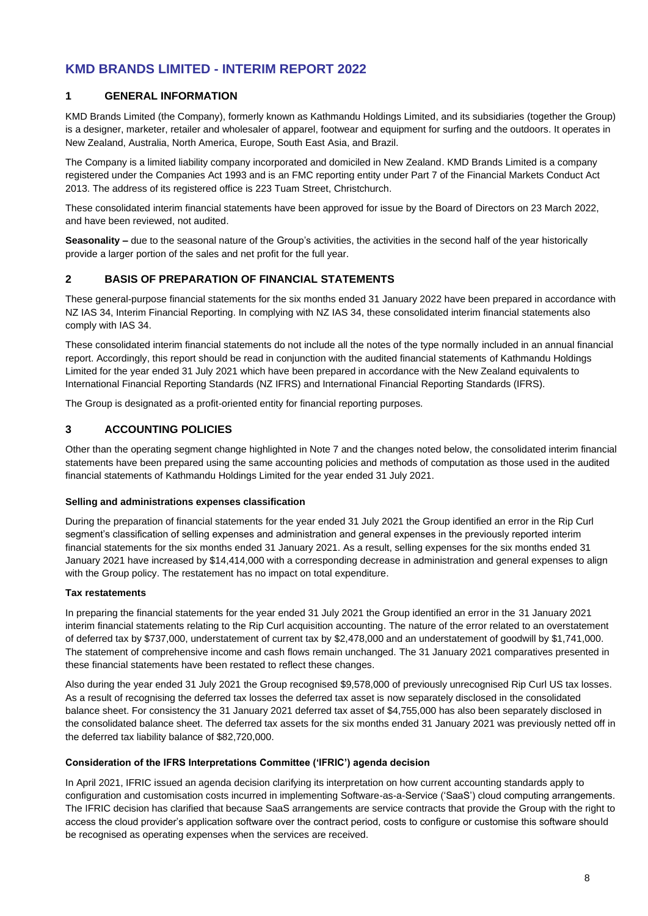# KMD BRANDS LIMITED - INTERIM REPORT 2022

## 1 GENERAL INFORMATION

KMD Brands Limited (the Company), formerly known as Kathmandu Holdings Limited, and its subsidiaries (together the Group) is a designer, marketer, retailer and wholesaler of apparel, footwear and equipment for surfing and the outdoors. It operates in New Zealand, Australia, North America, Europe, South East Asia, and Brazil.

The Company is a limited liability company incorporated and domiciled in New Zealand. KMD Brands Limited is a company registered under the Companies Act 1993 and is an FMC reporting entity under Part 7 of the Financial Markets Conduct Act 2013. The address of its registered office is 223 Tuam Street, Christchurch.

These consolidated interim financial statements have been approved for issue by the Board of Directors on 23 March 2022, and have been reviewed, not audited.

**Seasonality –** due to the seasonal nature of the Group's activities, the activities in the second half of the year historically provide a larger portion of the sales and net profit for the full year.

## 2 BASIS OF PREPARATION OF FINANCIAL STATEMENTS

These general-purpose financial statements for the six months ended 31 January 2022 have been prepared in accordance with NZ IAS 34, Interim Financial Reporting. In complying with NZ IAS 34, these consolidated interim financial statements also comply with IAS 34.

These consolidated interim financial statements do not include all the notes of the type normally included in an annual financial report. Accordingly, this report should be read in conjunction with the audited financial statements of Kathmandu Holdings Limited for the year ended 31 July 2021 which have been prepared in accordance with the New Zealand equivalents to International Financial Reporting Standards (NZ IFRS) and International Financial Reporting Standards (IFRS).

The Group is designated as a profit-oriented entity for financial reporting purposes.

## 3 ACCOUNTING POLICIES

Other than the operating segment change highlighted in Note 7 and the changes noted below, the consolidated interim financial statements have been prepared using the same accounting policies and methods of computation as those used in the audited financial statements of Kathmandu Holdings Limited for the year ended 31 July 2021.

### Selling and administrations expenses classification

During the preparation of financial statements for the year ended 31 July 2021 the Group identified an error in the Rip Curl segment's classification of selling expenses and administration and general expenses in the previously reported interim financial statements for the six months ended 31 January 2021. As a result, selling expenses for the six months ended 31 January 2021 have increased by $14,414,000 with a corresponding decrease in administration and general expenses to align with the Group policy. The restatement has no impact on total expenditure.

### Tax restatements

In preparing the financial statements for the year ended 31 July 2021 the Group identified an error in the 31 January 2021 interim financial statements relating to the Rip Curl acquisition accounting. The nature of the error related to an overstatement of deferred tax by $737,000, understatement of current tax by $2,478,000 and an understatement of goodwill by $1,741,000. The statement of comprehensive income and cash flows remain unchanged. The 31 January 2021 comparatives presented in these financial statements have been restated to reflect these changes.

Also during the year ended 31 July 2021 the Group recognised $9,578,000 of previously unrecognised Rip Curl US tax losses. As a result of recognising the deferred tax losses the deferred tax asset is now separately disclosed in the consolidated balance sheet. For consistency the 31 January 2021 deferred tax asset of $4,755,000 has also been separately disclosed in the consolidated balance sheet. The deferred tax assets for the six months ended 31 January 2021 was previously netted off in the deferred tax liability balance of $82,720,000.

### Consideration of the IFRS Interpretations Committee ('IFRIC') agenda decision

In April 2021, IFRIC issued an agenda decision clarifying its interpretation on how current accounting standards apply to configuration and customisation costs incurred in implementing Software-as-a-Service ('SaaS') cloud computing arrangements. The IFRIC decision has clarified that because SaaS arrangements are service contracts that provide the Group with the right to access the cloud provider's application software over the contract period, costs to configure or customise this software should be recognised as operating expenses when the services are received.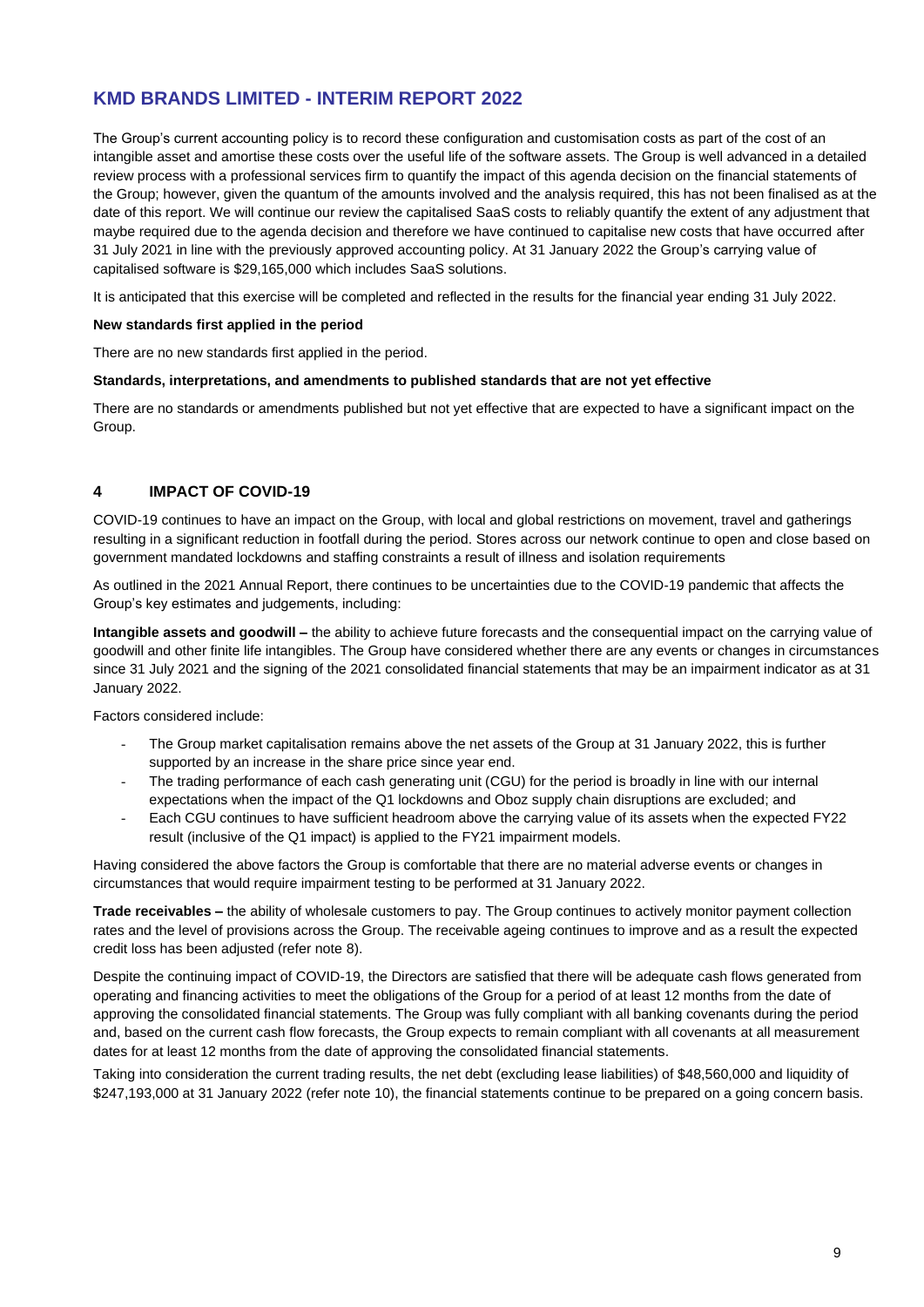The Group's current accounting policy is to record these configuration and customisation costs as part of the cost of an intangible asset and amortise these costs over the useful life of the software assets. The Group is well advanced in a detailed review process with a professional services firm to quantify the impact of this agenda decision on the financial statements of the Group; however, given the quantum of the amounts involved and the analysis required, this has not been finalised as at the date of this report. We will continue our review the capitalised SaaS costs to reliably quantify the extent of any adjustment that maybe required due to the agenda decision and therefore we have continued to capitalise new costs that have occurred after 31 July 2021 in line with the previously approved accounting policy. At 31 January 2022 the Group's carrying value of capitalised software is $29,165,000 which includes SaaS solutions.

It is anticipated that this exercise will be completed and reflected in the results for the financial year ending 31 July 2022.

**New standards first applied in the period**

There are no new standards first applied in the period.

**Standards, interpretations, and amendments to published standards that are not yet effective**

There are no standards or amendments published but not yet effective that are expected to have a significant impact on the Group.

## 4 IMPACT OF COVID-19

COVID-19 continues to have an impact on the Group, with local and global restrictions on movement, travel and gatherings resulting in a significant reduction in footfall during the period. Stores across our network continue to open and close based on government mandated lockdowns and staffing constraints a result of illness and isolation requirements

As outlined in the 2021 Annual Report, there continues to be uncertainties due to the COVID-19 pandemic that affects the Group's key estimates and judgements, including:

**Intangible assets and goodwill –** the ability to achieve future forecasts and the consequential impact on the carrying value of goodwill and other finite life intangibles. The Group have considered whether there are any events or changes in circumstances since 31 July 2021 and the signing of the 2021 consolidated financial statements that may be an impairment indicator as at 31 January 2022.

Factors considered include:

- The Group market capitalisation remains above the net assets of the Group at 31 January 2022, this is further supported by an increase in the share price since year end.
- The trading performance of each cash generating unit (CGU) for the period is broadly in line with our internal expectations when the impact of the Q1 lockdowns and Oboz supply chain disruptions are excluded; and
- Each CGU continues to have sufficient headroom above the carrying value of its assets when the expected FY22 result (inclusive of the Q1 impact) is applied to the FY21 impairment models.

Having considered the above factors the Group is comfortable that there are no material adverse events or changes in circumstances that would require impairment testing to be performed at 31 January 2022.

**Trade receivables –** the ability of wholesale customers to pay. The Group continues to actively monitor payment collection rates and the level of provisions across the Group. The receivable ageing continues to improve and as a result the expected credit loss has been adjusted (refer note 8).

Despite the continuing impact of COVID-19, the Directors are satisfied that there will be adequate cash flows generated from operating and financing activities to meet the obligations of the Group for a period of at least 12 months from the date of approving the consolidated financial statements. The Group was fully compliant with all banking covenants during the period and, based on the current cash flow forecasts, the Group expects to remain compliant with all covenants at all measurement dates for at least 12 months from the date of approving the consolidated financial statements.

Taking into consideration the current trading results, the net debt (excluding lease liabilities) of $48,560,000 and liquidity of $247,193,000 at 31 January 2022 (refer note 10), the financial statements continue to be prepared on a going concern basis.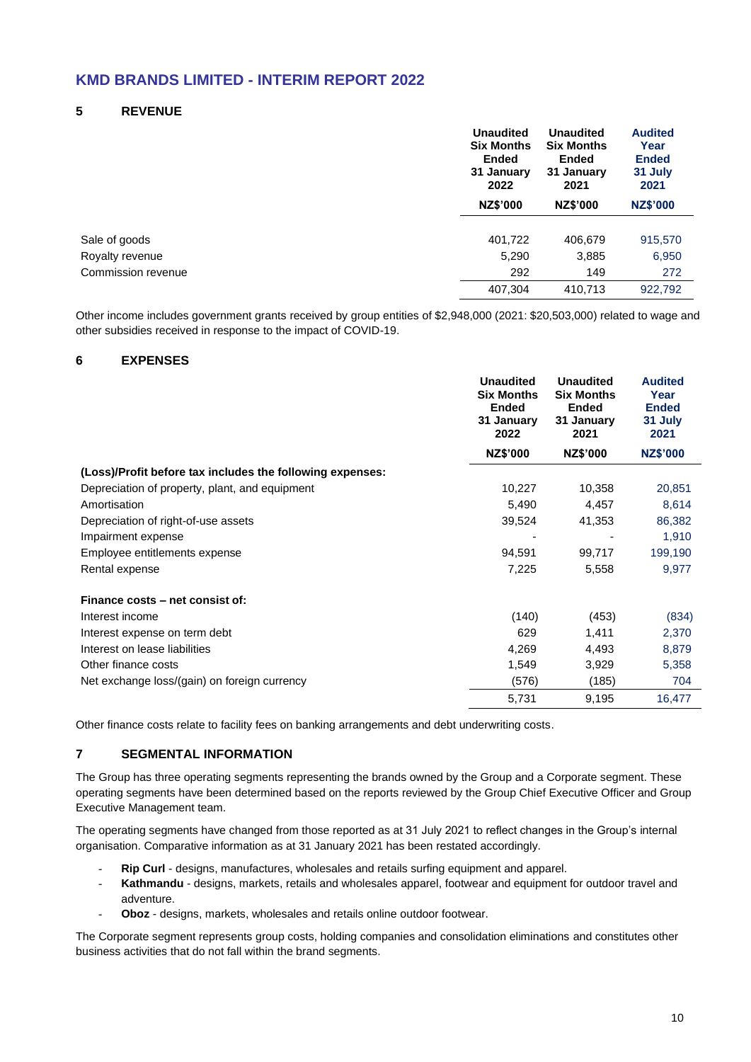## 5 REVENUE

| | Unaudited Six Months Ended 31 January 2022 | Unaudited Six Months Ended 31 January 2021 | Audited Year Ended 31 July 2021 |
|---|---|---|---|
| | NZ$'000 | NZ$'000 | NZ$'000 |
| Sale of goods | 401,722 | 406,679 | 915,570 |
| Royalty revenue | 5,290 | 3,885 | 6,950 |
| Commission revenue | 292 | 149 | 272 |
| | 407,304 | 410,713 | 922,792 |

Other income includes government grants received by group entities of $2,948,000 (2021: $20,503,000) related to wage and other subsidies received in response to the impact of COVID-19.

## 6 EXPENSES

| | Unaudited Six Months Ended 31 January 2022 | Unaudited Six Months Ended 31 January 2021 | Audited Year Ended 31 July 2021 |
|---|---|---|---|
| | NZ$'000 | NZ$'000 | NZ$'000 |
| **(Loss)/Profit before tax includes the following expenses:** | | | |
| Depreciation of property, plant, and equipment | 10,227 | 10,358 | 20,851 |
| Amortisation | 5,490 | 4,457 | 8,614 |
| Depreciation of right-of-use assets | 39,524 | 41,353 | 86,382 |
| Impairment expense | - | - | 1,910 |
| Employee entitlements expense | 94,591 | 99,717 | 199,190 |
| Rental expense | 7,225 | 5,558 | 9,977 |
| **Finance costs – net consist of:** | | | |
| Interest income | (140) | (453) | (834) |
| Interest expense on term debt | 629 | 1,411 | 2,370 |
| Interest on lease liabilities | 4,269 | 4,493 | 8,879 |
| Other finance costs | 1,549 | 3,929 | 5,358 |
| Net exchange loss/(gain) on foreign currency | (576) | (185) | 704 |
| | 5,731 | 9,195 | 16,477 |

Other finance costs relate to facility fees on banking arrangements and debt underwriting costs.

## 7 SEGMENTAL INFORMATION

The Group has three operating segments representing the brands owned by the Group and a Corporate segment. These operating segments have been determined based on the reports reviewed by the Group Chief Executive Officer and Group Executive Management team.

The operating segments have changed from those reported as at 31 July 2021 to reflect changes in the Group's internal organisation. Comparative information as at 31 January 2021 has been restated accordingly.

- **Rip Curl** - designs, manufactures, wholesales and retails surfing equipment and apparel.
- **Kathmandu** - designs, markets, retails and wholesales apparel, footwear and equipment for outdoor travel and adventure.
- **Oboz** - designs, markets, wholesales and retails online outdoor footwear.

The Corporate segment represents group costs, holding companies and consolidation eliminations and constitutes other business activities that do not fall within the brand segments.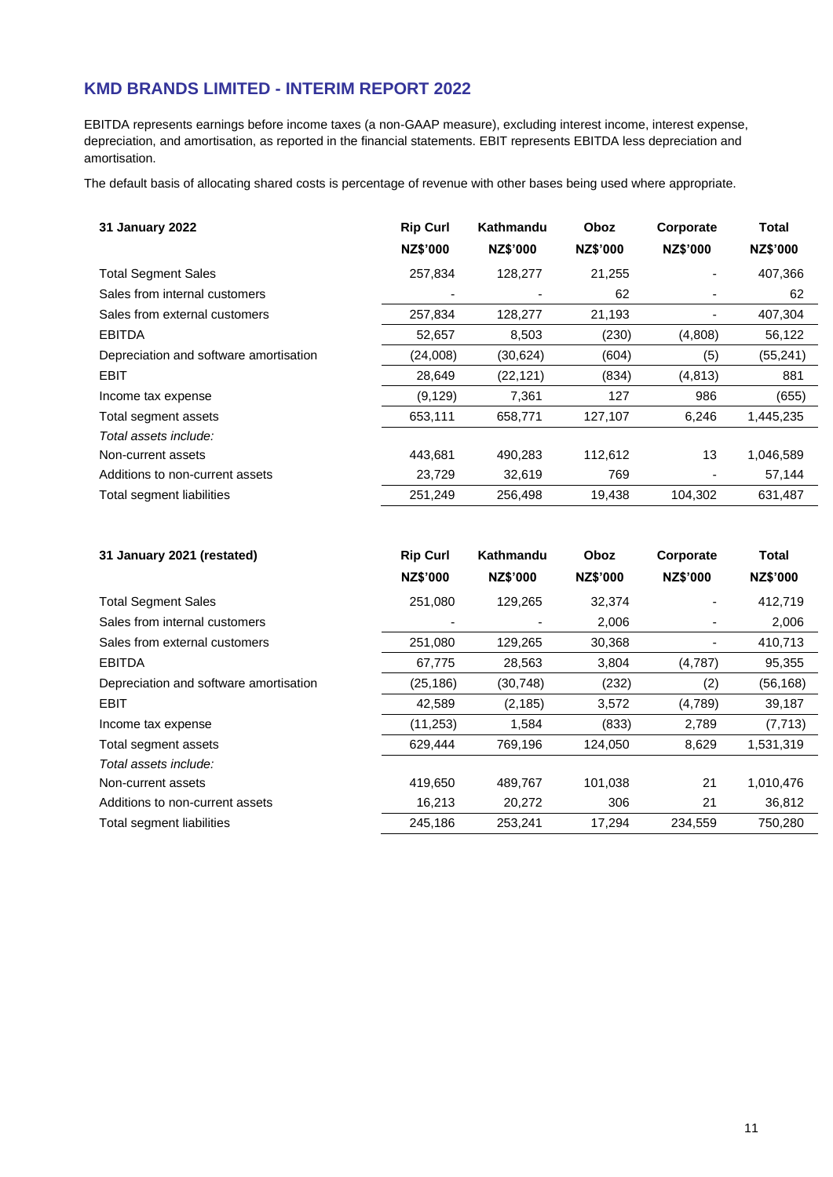EBITDA represents earnings before income taxes (a non-GAAP measure), excluding interest income, interest expense, depreciation, and amortisation, as reported in the financial statements. EBIT represents EBITDA less depreciation and amortisation.

The default basis of allocating shared costs is percentage of revenue with other bases being used where appropriate.

| 31 January 2022 | Rip Curl | Kathmandu | Oboz | Corporate | Total |
|---|---|---|---|---|---|
| | NZ$'000 | NZ$'000 | NZ$'000 | NZ$'000 | NZ$'000 |
| Total Segment Sales | 257,834 | 128,277 | 21,255 | - | 407,366 |
| Sales from internal customers | - | - | 62 | - | 62 |
| Sales from external customers | 257,834 | 128,277 | 21,193 | - | 407,304 |
| EBITDA | 52,657 | 8,503 | (230) | (4,808) | 56,122 |
| Depreciation and software amortisation | (24,008) | (30,624) | (604) | (5) | (55,241) |
| EBIT | 28,649 | (22,121) | (834) | (4,813) | 881 |
| Income tax expense | (9,129) | 7,361 | 127 | 986 | (655) |
| Total segment assets | 653,111 | 658,771 | 127,107 | 6,246 | 1,445,235 |
| *Total assets include:* | | | | | |
| Non-current assets | 443,681 | 490,283 | 112,612 | 13 | 1,046,589 |
| Additions to non-current assets | 23,729 | 32,619 | 769 | - | 57,144 |
| Total segment liabilities | 251,249 | 256,498 | 19,438 | 104,302 | 631,487 |

| 31 January 2021 (restated) | Rip Curl | Kathmandu | Oboz | Corporate | Total |
|---|---|---|---|---|---|
| | NZ$'000 | NZ$'000 | NZ$'000 | NZ$'000 | NZ$'000 |
| Total Segment Sales | 251,080 | 129,265 | 32,374 | - | 412,719 |
| Sales from internal customers | - | - | 2,006 | - | 2,006 |
| Sales from external customers | 251,080 | 129,265 | 30,368 | - | 410,713 |
| EBITDA | 67,775 | 28,563 | 3,804 | (4,787) | 95,355 |
| Depreciation and software amortisation | (25,186) | (30,748) | (232) | (2) | (56,168) |
| EBIT | 42,589 | (2,185) | 3,572 | (4,789) | 39,187 |
| Income tax expense | (11,253) | 1,584 | (833) | 2,789 | (7,713) |
| Total segment assets | 629,444 | 769,196 | 124,050 | 8,629 | 1,531,319 |
| *Total assets include:* | | | | | |
| Non-current assets | 419,650 | 489,767 | 101,038 | 21 | 1,010,476 |
| Additions to non-current assets | 16,213 | 20,272 | 306 | 21 | 36,812 |
| Total segment liabilities | 245,186 | 253,241 | 17,294 | 234,559 | 750,280 |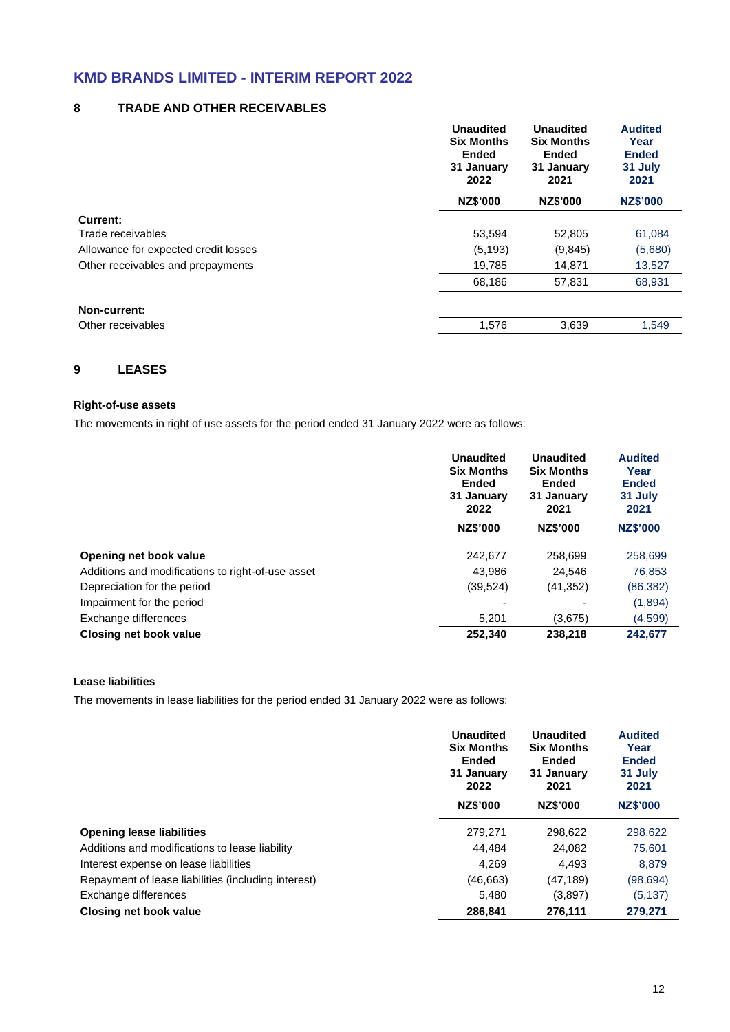## 8 TRADE AND OTHER RECEIVABLES

| | Unaudited Six Months Ended 31 January 2022 | Unaudited Six Months Ended 31 January 2021 | Audited Year Ended 31 July 2021 |
|---|---|---|---|
| | NZ$'000 | NZ$'000 | NZ$'000 |
| **Current:** | | | |
| Trade receivables | 53,594 | 52,805 | 61,084 |
| Allowance for expected credit losses | (5,193) | (9,845) | (5,680) |
| Other receivables and prepayments | 19,785 | 14,871 | 13,527 |
| | 68,186 | 57,831 | 68,931 |
| **Non-current:** | | | |
| Other receivables | 1,576 | 3,639 | 1,549 |

## 9 LEASES

### Right-of-use assets

The movements in right of use assets for the period ended 31 January 2022 were as follows:

| | Unaudited Six Months Ended 31 January 2022 | Unaudited Six Months Ended 31 January 2021 | Audited Year Ended 31 July 2021 |
|---|---|---|---|
| | NZ$'000 | NZ$'000 | NZ$'000 |
| **Opening net book value** | 242,677 | 258,699 | 258,699 |
| Additions and modifications to right-of-use asset | 43,986 | 24,546 | 76,853 |
| Depreciation for the period | (39,524) | (41,352) | (86,382) |
| Impairment for the period | - | - | (1,894) |
| Exchange differences | 5,201 | (3,675) | (4,599) |
| **Closing net book value** | **252,340** | **238,218** | **242,677** |

### Lease liabilities

The movements in lease liabilities for the period ended 31 January 2022 were as follows:

| | Unaudited Six Months Ended 31 January 2022 | Unaudited Six Months Ended 31 January 2021 | Audited Year Ended 31 July 2021 |
|---|---|---|---|
| | NZ$'000 | NZ$'000 | NZ$'000 |
| **Opening lease liabilities** | 279,271 | 298,622 | 298,622 |
| Additions and modifications to lease liability | 44,484 | 24,082 | 75,601 |
| Interest expense on lease liabilities | 4,269 | 4,493 | 8,879 |
| Repayment of lease liabilities (including interest) | (46,663) | (47,189) | (98,694) |
| Exchange differences | 5,480 | (3,897) | (5,137) |
| **Closing net book value** | **286,841** | **276,111** | **279,271** |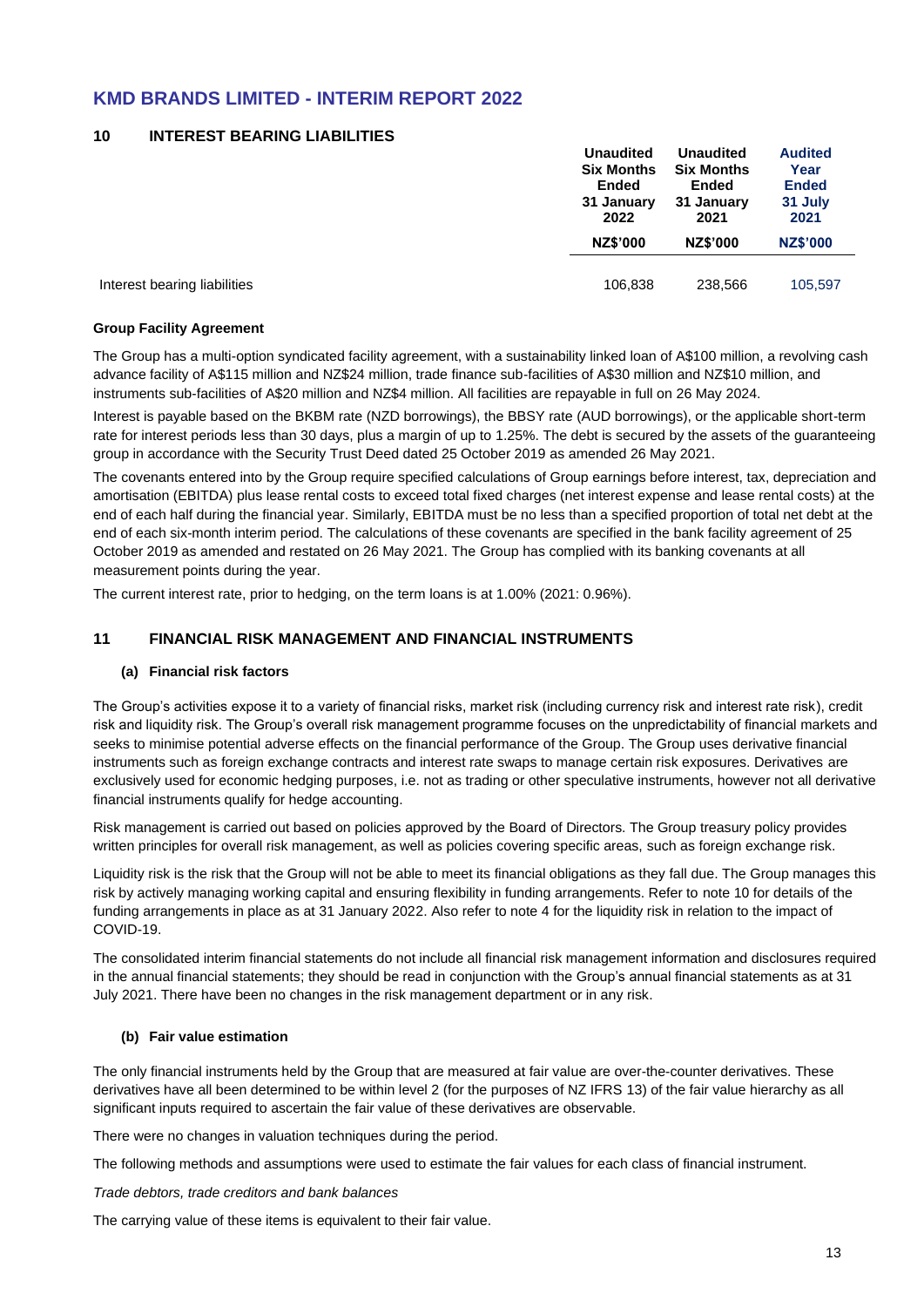## 10 INTEREST BEARING LIABILITIES

| | Unaudited Six Months Ended 31 January 2022 | Unaudited Six Months Ended 31 January 2021 | Audited Year Ended 31 July 2021 |
|---|---|---|---|
| | NZ$'000 | NZ$'000 | NZ$'000 |
| Interest bearing liabilities | 106,838 | 238,566 | 105,597 |

**Group Facility Agreement**

The Group has a multi-option syndicated facility agreement, with a sustainability linked loan of A$100 million, a revolving cash advance facility of A$115 million and NZ$24 million, trade finance sub-facilities of A$30 million and NZ$10 million, and instruments sub-facilities of A$20 million and NZ$4 million. All facilities are repayable in full on 26 May 2024.

Interest is payable based on the BKBM rate (NZD borrowings), the BBSY rate (AUD borrowings), or the applicable short-term rate for interest periods less than 30 days, plus a margin of up to 1.25%. The debt is secured by the assets of the guaranteeing group in accordance with the Security Trust Deed dated 25 October 2019 as amended 26 May 2021.

The covenants entered into by the Group require specified calculations of Group earnings before interest, tax, depreciation and amortisation (EBITDA) plus lease rental costs to exceed total fixed charges (net interest expense and lease rental costs) at the end of each half during the financial year. Similarly, EBITDA must be no less than a specified proportion of total net debt at the end of each six-month interim period. The calculations of these covenants are specified in the bank facility agreement of 25 October 2019 as amended and restated on 26 May 2021. The Group has complied with its banking covenants at all measurement points during the year.

The current interest rate, prior to hedging, on the term loans is at 1.00% (2021: 0.96%).

## 11 FINANCIAL RISK MANAGEMENT AND FINANCIAL INSTRUMENTS

### (a) Financial risk factors

The Group's activities expose it to a variety of financial risks, market risk (including currency risk and interest rate risk), credit risk and liquidity risk. The Group's overall risk management programme focuses on the unpredictability of financial markets and seeks to minimise potential adverse effects on the financial performance of the Group. The Group uses derivative financial instruments such as foreign exchange contracts and interest rate swaps to manage certain risk exposures. Derivatives are exclusively used for economic hedging purposes, i.e. not as trading or other speculative instruments, however not all derivative financial instruments qualify for hedge accounting.

Risk management is carried out based on policies approved by the Board of Directors. The Group treasury policy provides written principles for overall risk management, as well as policies covering specific areas, such as foreign exchange risk.

Liquidity risk is the risk that the Group will not be able to meet its financial obligations as they fall due. The Group manages this risk by actively managing working capital and ensuring flexibility in funding arrangements. Refer to note 10 for details of the funding arrangements in place as at 31 January 2022. Also refer to note 4 for the liquidity risk in relation to the impact of COVID-19.

The consolidated interim financial statements do not include all financial risk management information and disclosures required in the annual financial statements; they should be read in conjunction with the Group's annual financial statements as at 31 July 2021. There have been no changes in the risk management department or in any risk.

### (b) Fair value estimation

The only financial instruments held by the Group that are measured at fair value are over-the-counter derivatives. These derivatives have all been determined to be within level 2 (for the purposes of NZ IFRS 13) of the fair value hierarchy as all significant inputs required to ascertain the fair value of these derivatives are observable.

There were no changes in valuation techniques during the period.

The following methods and assumptions were used to estimate the fair values for each class of financial instrument.

*Trade debtors, trade creditors and bank balances*

The carrying value of these items is equivalent to their fair value.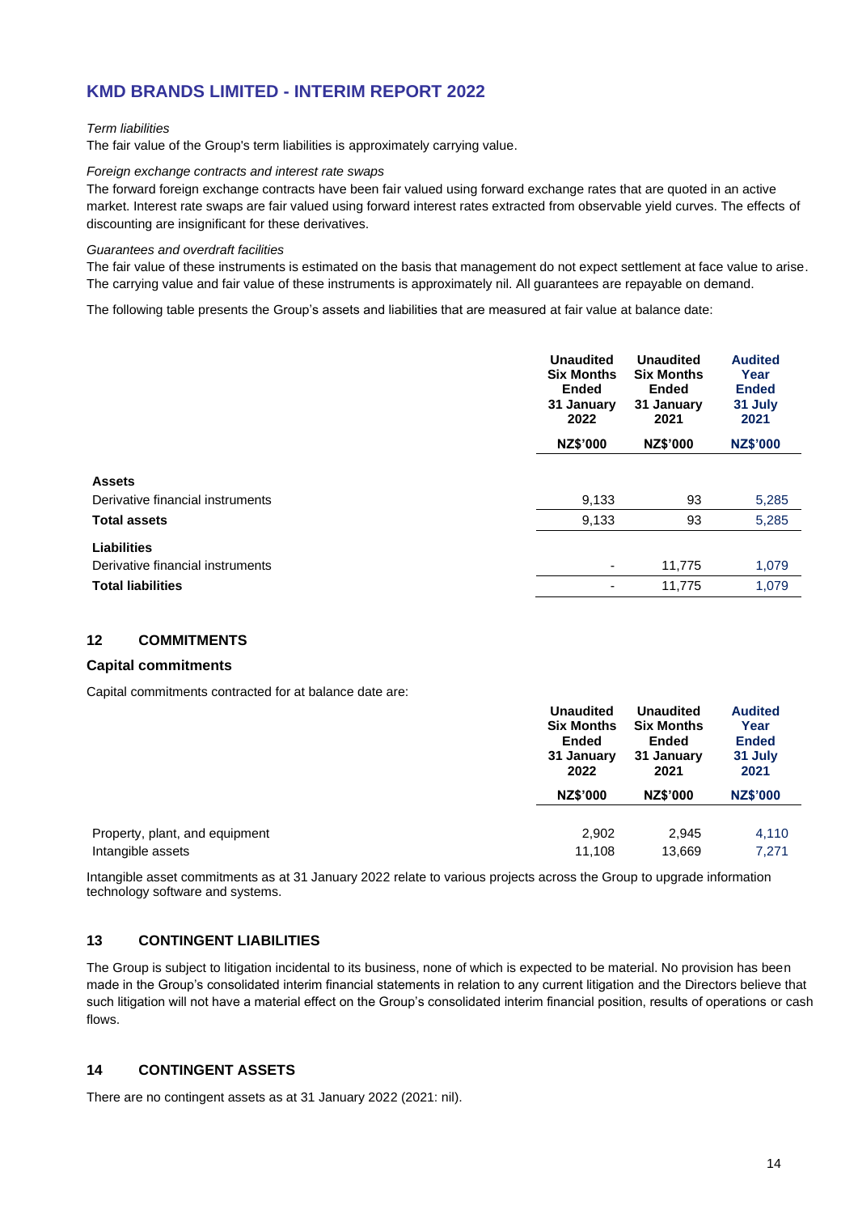*Term liabilities*

The fair value of the Group's term liabilities is approximately carrying value.

*Foreign exchange contracts and interest rate swaps*

The forward foreign exchange contracts have been fair valued using forward exchange rates that are quoted in an active market. Interest rate swaps are fair valued using forward interest rates extracted from observable yield curves. The effects of discounting are insignificant for these derivatives.

*Guarantees and overdraft facilities*

The fair value of these instruments is estimated on the basis that management do not expect settlement at face value to arise. The carrying value and fair value of these instruments is approximately nil. All guarantees are repayable on demand.

The following table presents the Group's assets and liabilities that are measured at fair value at balance date:

| | Unaudited Six Months Ended 31 January 2022 | Unaudited Six Months Ended 31 January 2021 | Audited Year Ended 31 July 2021 |
|---|---|---|---|
| | NZ$'000 | NZ$'000 | NZ$'000 |
| **Assets** | | | |
| Derivative financial instruments | 9,133 | 93 | 5,285 |
| **Total assets** | 9,133 | 93 | 5,285 |
| **Liabilities** | | | |
| Derivative financial instruments | - | 11,775 | 1,079 |
| **Total liabilities** | - | 11,775 | 1,079 |

## 12 COMMITMENTS

### Capital commitments

Capital commitments contracted for at balance date are:

| | Unaudited Six Months Ended 31 January 2022 | Unaudited Six Months Ended 31 January 2021 | Audited Year Ended 31 July 2021 |
|---|---|---|---|
| | NZ$'000 | NZ$'000 | NZ$'000 |
| Property, plant, and equipment | 2,902 | 2,945 | 4,110 |
| Intangible assets | 11,108 | 13,669 | 7,271 |

Intangible asset commitments as at 31 January 2022 relate to various projects across the Group to upgrade information technology software and systems.

## 13 CONTINGENT LIABILITIES

The Group is subject to litigation incidental to its business, none of which is expected to be material. No provision has been made in the Group's consolidated interim financial statements in relation to any current litigation and the Directors believe that such litigation will not have a material effect on the Group's consolidated interim financial position, results of operations or cash flows.

## 14 CONTINGENT ASSETS

There are no contingent assets as at 31 January 2022 (2021: nil).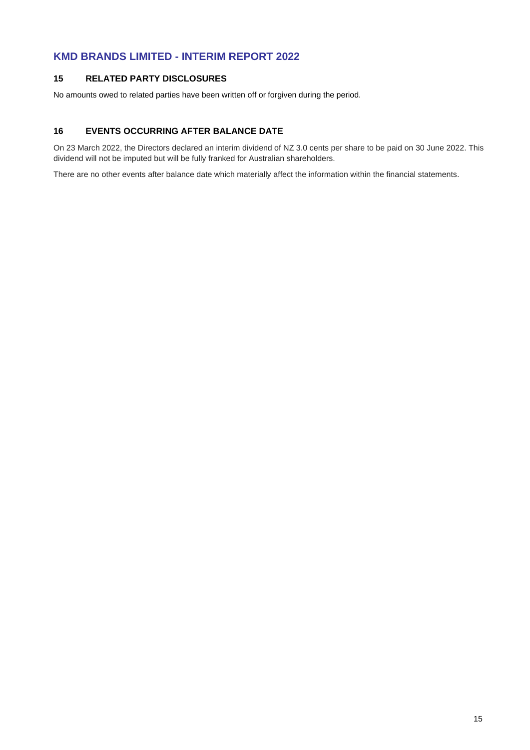## 15 RELATED PARTY DISCLOSURES

No amounts owed to related parties have been written off or forgiven during the period.

## 16 EVENTS OCCURRING AFTER BALANCE DATE

On 23 March 2022, the Directors declared an interim dividend of NZ 3.0 cents per share to be paid on 30 June 2022. This dividend will not be imputed but will be fully franked for Australian shareholders.

There are no other events after balance date which materially affect the information within the financial statements.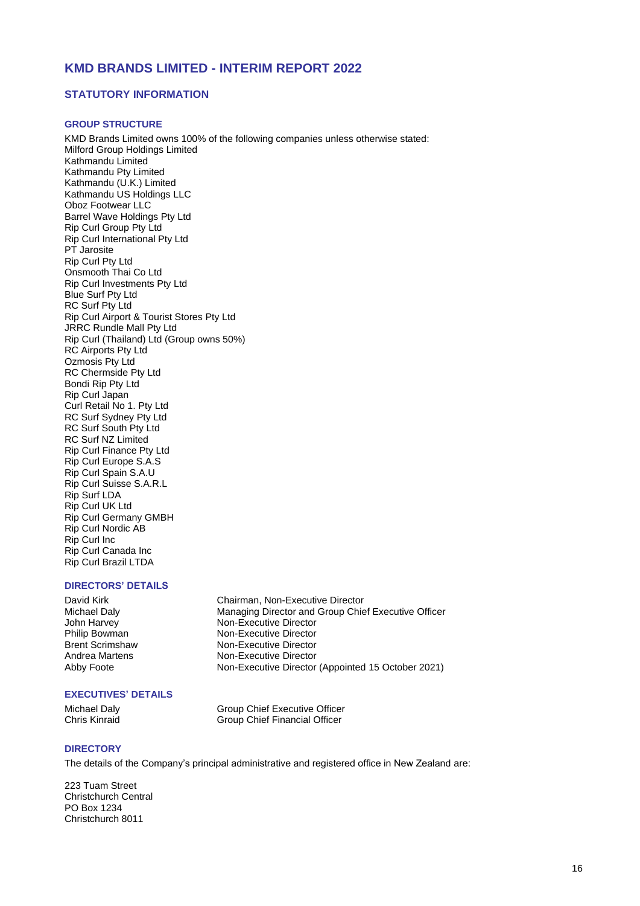# KMD BRANDS LIMITED - INTERIM REPORT 2022

## STATUTORY INFORMATION

### GROUP STRUCTURE

KMD Brands Limited owns 100% of the following companies unless otherwise stated:

Milford Group Holdings Limited
Kathmandu Limited
Kathmandu Pty Limited
Kathmandu (U.K.) Limited
Kathmandu US Holdings LLC
Oboz Footwear LLC
Barrel Wave Holdings Pty Ltd
Rip Curl Group Pty Ltd
Rip Curl International Pty Ltd
PT Jarosite
Rip Curl Pty Ltd
Onsmooth Thai Co Ltd
Rip Curl Investments Pty Ltd
Blue Surf Pty Ltd
RC Surf Pty Ltd
Rip Curl Airport & Tourist Stores Pty Ltd
JRRC Rundle Mall Pty Ltd
Rip Curl (Thailand) Ltd (Group owns 50%)
RC Airports Pty Ltd
Ozmosis Pty Ltd
RC Chermside Pty Ltd
Bondi Rip Pty Ltd
Rip Curl Japan
Curl Retail No 1. Pty Ltd
RC Surf Sydney Pty Ltd
RC Surf South Pty Ltd
RC Surf NZ Limited
Rip Curl Finance Pty Ltd
Rip Curl Europe S.A.S
Rip Curl Spain S.A.U
Rip Curl Suisse S.A.R.L
Rip Surf LDA
Rip Curl UK Ltd
Rip Curl Germany GMBH
Rip Curl Nordic AB
Rip Curl Inc
Rip Curl Canada Inc
Rip Curl Brazil LTDA

### DIRECTORS' DETAILS

| | |
|---|---|
| David Kirk | Chairman, Non-Executive Director |
| Michael Daly | Managing Director and Group Chief Executive Officer |
| John Harvey | Non-Executive Director |
| Philip Bowman | Non-Executive Director |
| Brent Scrimshaw | Non-Executive Director |
| Andrea Martens | Non-Executive Director |
| Abby Foote | Non-Executive Director (Appointed 15 October 2021) |

### EXECUTIVES' DETAILS

| | |
|---|---|
| Michael Daly | Group Chief Executive Officer |
| Chris Kinraid | Group Chief Financial Officer |

### DIRECTORY

The details of the Company's principal administrative and registered office in New Zealand are:

223 Tuam Street
Christchurch Central
PO Box 1234
Christchurch 8011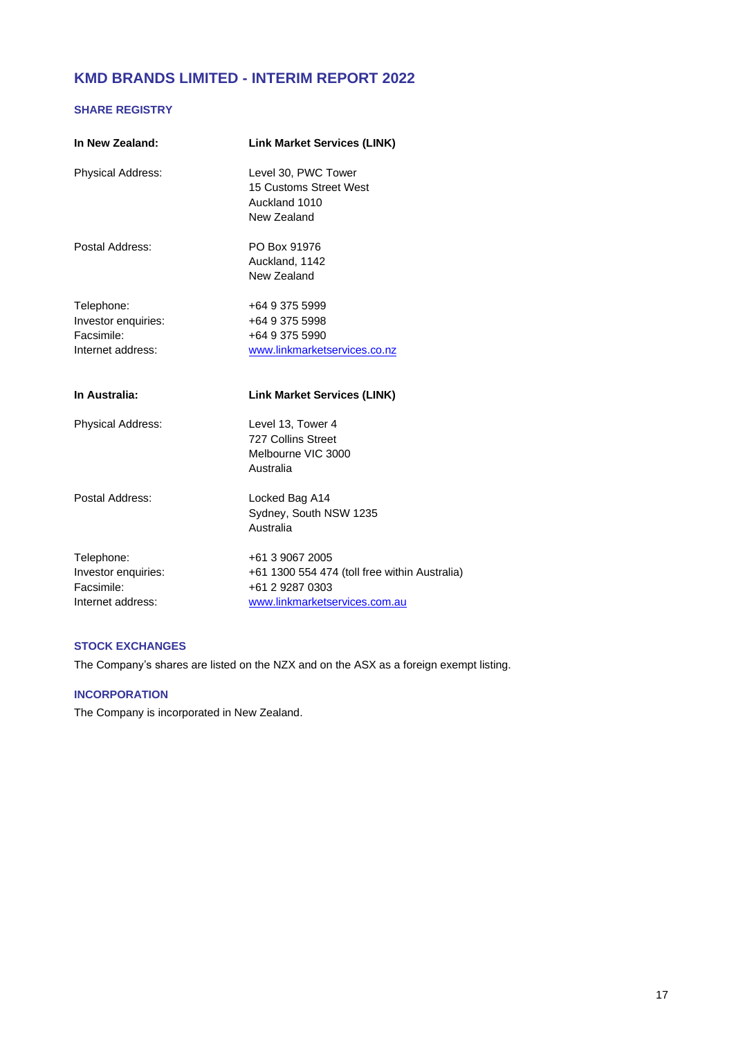# KMD BRANDS LIMITED - INTERIM REPORT 2022

## SHARE REGISTRY

| **In New Zealand:** | **Link Market Services (LINK)** |
|---|---|
| Physical Address: | Level 30, PWC Tower<br>15 Customs Street West<br>Auckland 1010<br>New Zealand |
| Postal Address: | PO Box 91976<br>Auckland, 1142<br>New Zealand |
| Telephone: | +64 9 375 5999 |
| Investor enquiries: | +64 9 375 5998 |
| Facsimile: | +64 9 375 5990 |
| Internet address: | www.linkmarketservices.co.nz |

| **In Australia:** | **Link Market Services (LINK)** |
|---|---|
| Physical Address: | Level 13, Tower 4<br>727 Collins Street<br>Melbourne VIC 3000<br>Australia |
| Postal Address: | Locked Bag A14<br>Sydney, South NSW 1235<br>Australia |
| Telephone: | +61 3 9067 2005 |
| Investor enquiries: | +61 1300 554 474 (toll free within Australia) |
| Facsimile: | +61 2 9287 0303 |
| Internet address: | www.linkmarketservices.com.au |

## STOCK EXCHANGES

The Company's shares are listed on the NZX and on the ASX as a foreign exempt listing.

## INCORPORATION

The Company is incorporated in New Zealand.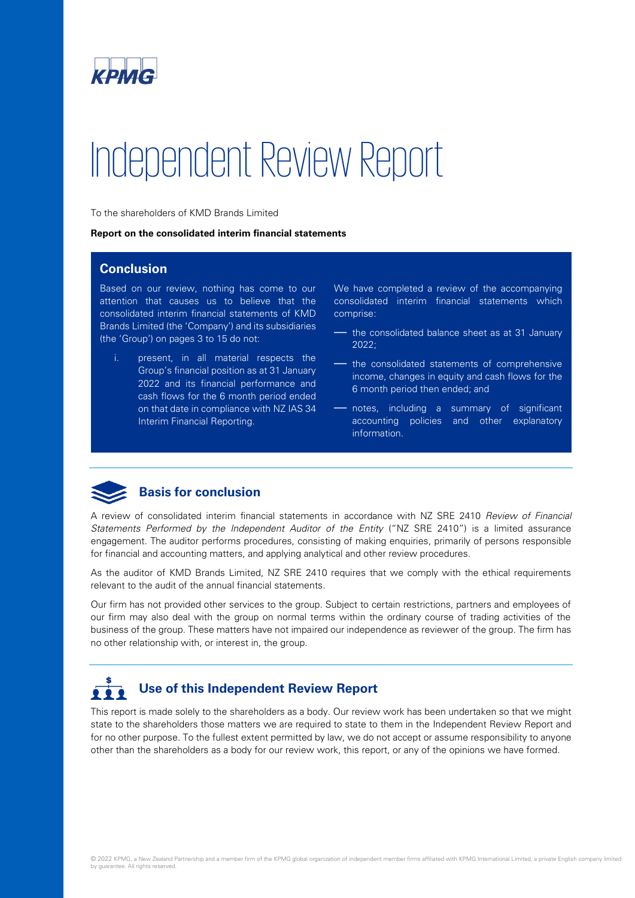# Independent Review Report

To the shareholders of KMD Brands Limited

**Report on the consolidated interim financial statements**

## Conclusion

Based on our review, nothing has come to our attention that causes us to believe that the consolidated interim financial statements of KMD Brands Limited (the 'Company') and its subsidiaries (the 'Group') on pages 3 to 15 do not:

i. present, in all material respects the Group's financial position as at 31 January 2022 and its financial performance and cash flows for the 6 month period ended on that date in compliance with NZ IAS 34 Interim Financial Reporting.

We have completed a review of the accompanying consolidated interim financial statements which comprise:

- the consolidated balance sheet as at 31 January 2022;
- the consolidated statements of comprehensive income, changes in equity and cash flows for the 6 month period then ended; and
- notes, including a summary of significant accounting policies and other explanatory information.

## Basis for conclusion

A review of consolidated interim financial statements in accordance with NZ SRE 2410 *Review of Financial Statements Performed by the Independent Auditor of the Entity* ("NZ SRE 2410") is a limited assurance engagement. The auditor performs procedures, consisting of making enquiries, primarily of persons responsible for financial and accounting matters, and applying analytical and other review procedures.

As the auditor of KMD Brands Limited, NZ SRE 2410 requires that we comply with the ethical requirements relevant to the audit of the annual financial statements.

Our firm has not provided other services to the group. Subject to certain restrictions, partners and employees of our firm may also deal with the group on normal terms within the ordinary course of trading activities of the business of the group. These matters have not impaired our independence as reviewer of the group. The firm has no other relationship with, or interest in, the group.

## Use of this Independent Review Report

This report is made solely to the shareholders as a body. Our review work has been undertaken so that we might state to the shareholders those matters we are required to state to them in the Independent Review Report and for no other purpose. To the fullest extent permitted by law, we do not accept or assume responsibility to anyone other than the shareholders as a body for our review work, this report, or any of the opinions we have formed.

© 2022 KPMG, a New Zealand Partnership and a member firm of the KPMG global organization of independent member firms affiliated with KPMG International Limited, a private English company limited by guarantee. All rights reserved.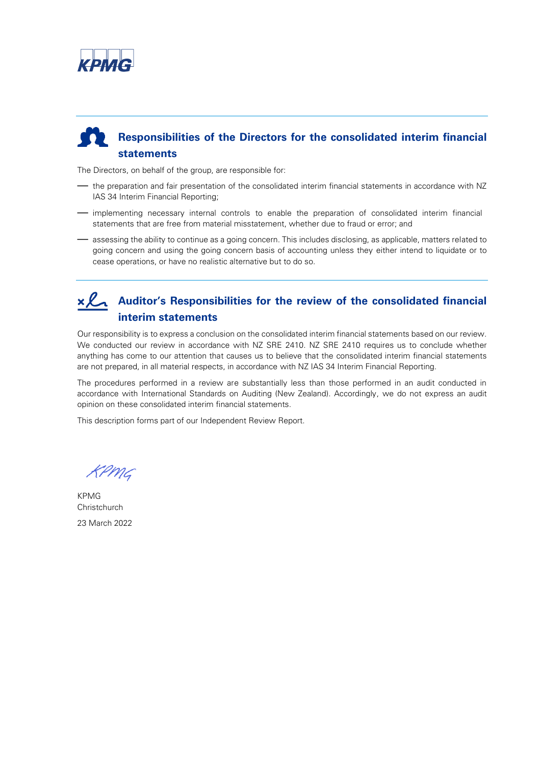## Responsibilities of the Directors for the consolidated interim financial statements

The Directors, on behalf of the group, are responsible for:

- the preparation and fair presentation of the consolidated interim financial statements in accordance with NZ IAS 34 Interim Financial Reporting;
- implementing necessary internal controls to enable the preparation of consolidated interim financial statements that are free from material misstatement, whether due to fraud or error; and
- assessing the ability to continue as a going concern. This includes disclosing, as applicable, matters related to going concern and using the going concern basis of accounting unless they either intend to liquidate or to cease operations, or have no realistic alternative but to do so.

## Auditor's Responsibilities for the review of the consolidated financial interim statements

Our responsibility is to express a conclusion on the consolidated interim financial statements based on our review. We conducted our review in accordance with NZ SRE 2410. NZ SRE 2410 requires us to conclude whether anything has come to our attention that causes us to believe that the consolidated interim financial statements are not prepared, in all material respects, in accordance with NZ IAS 34 Interim Financial Reporting.

The procedures performed in a review are substantially less than those performed in an audit conducted in accordance with International Standards on Auditing (New Zealand). Accordingly, we do not express an audit opinion on these consolidated interim financial statements.

This description forms part of our Independent Review Report.

KPMG

KPMG
Christchurch

23 March 2022